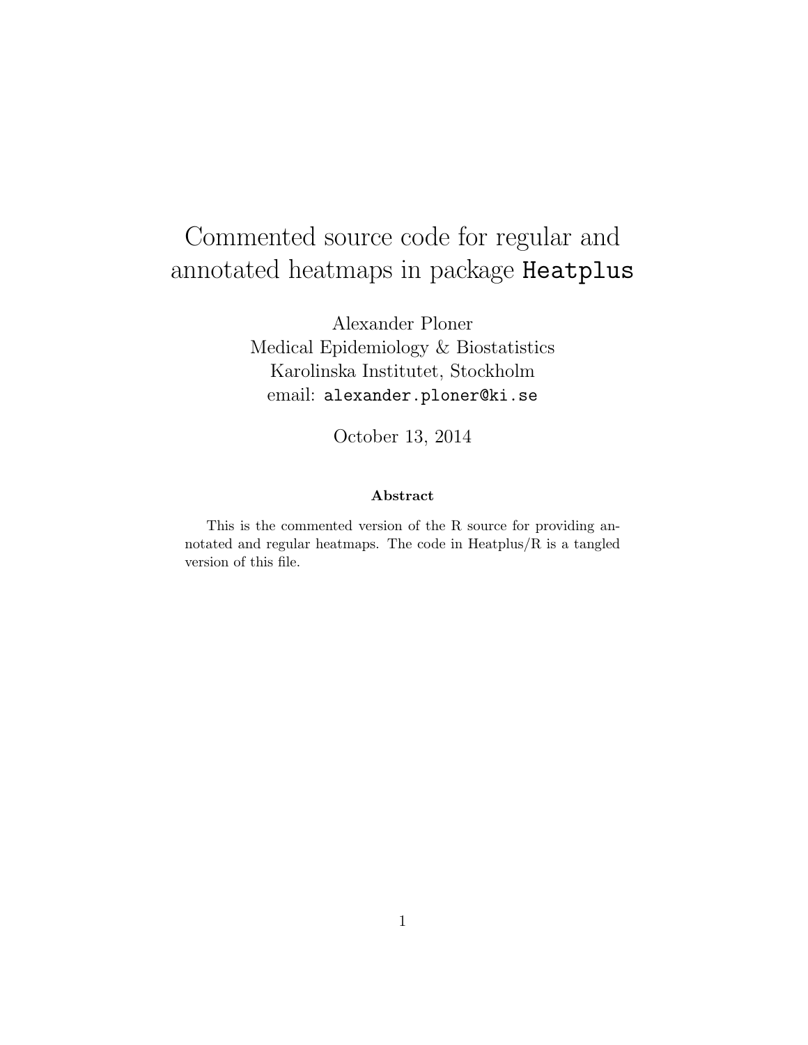# Commented source code for regular and annotated heatmaps in package `Heatplus`

Alexander Ploner
Medical Epidemiology & Biostatistics
Karolinska Institutet, Stockholm
email: `alexander.ploner@ki.se`

October 13, 2014

**Abstract**

This is the commented version of the R source for providing annotated and regular heatmaps. The code in Heatplus/R is a tangled version of this file.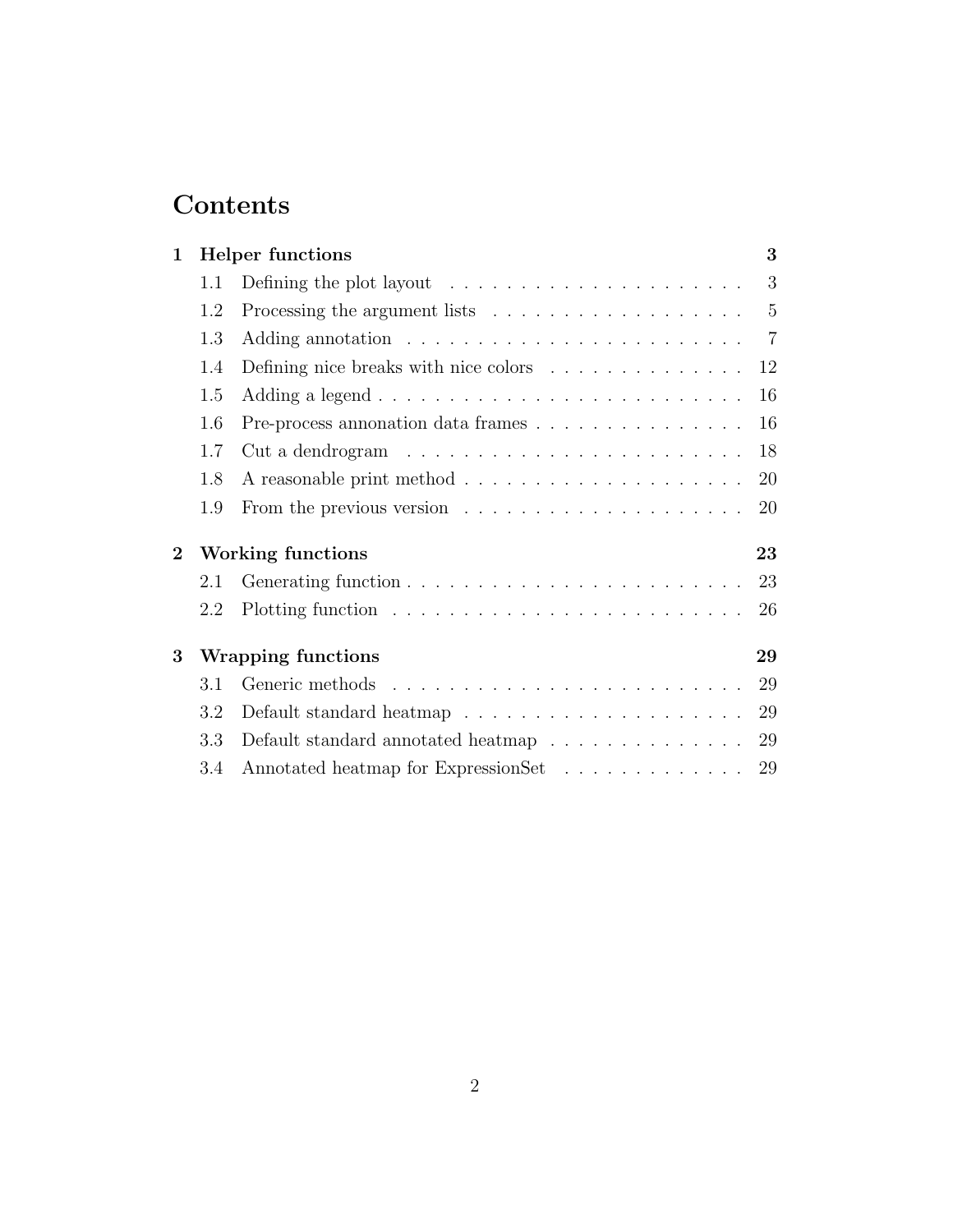# Contents

**1 Helper functions** **3**

- 1.1 Defining the plot layout . . . . . . . . . . . . . . . . . . . . . . 3
- 1.2 Processing the argument lists . . . . . . . . . . . . . . . . . . . 5
- 1.3 Adding annotation . . . . . . . . . . . . . . . . . . . . . . . . . 7
- 1.4 Defining nice breaks with nice colors . . . . . . . . . . . . . . 12
- 1.5 Adding a legend . . . . . . . . . . . . . . . . . . . . . . . . . . 16
- 1.6 Pre-process annonation data frames . . . . . . . . . . . . . . . 16
- 1.7 Cut a dendrogram . . . . . . . . . . . . . . . . . . . . . . . . . 18
- 1.8 A reasonable print method . . . . . . . . . . . . . . . . . . . . 20
- 1.9 From the previous version . . . . . . . . . . . . . . . . . . . . 20

**2 Working functions** **23**

- 2.1 Generating function . . . . . . . . . . . . . . . . . . . . . . . . 23
- 2.2 Plotting function . . . . . . . . . . . . . . . . . . . . . . . . . 26

**3 Wrapping functions** **29**

- 3.1 Generic methods . . . . . . . . . . . . . . . . . . . . . . . . . . 29
- 3.2 Default standard heatmap . . . . . . . . . . . . . . . . . . . . . 29
- 3.3 Default standard annotated heatmap . . . . . . . . . . . . . . . 29
- 3.4 Annotated heatmap for ExpressionSet . . . . . . . . . . . . . . 29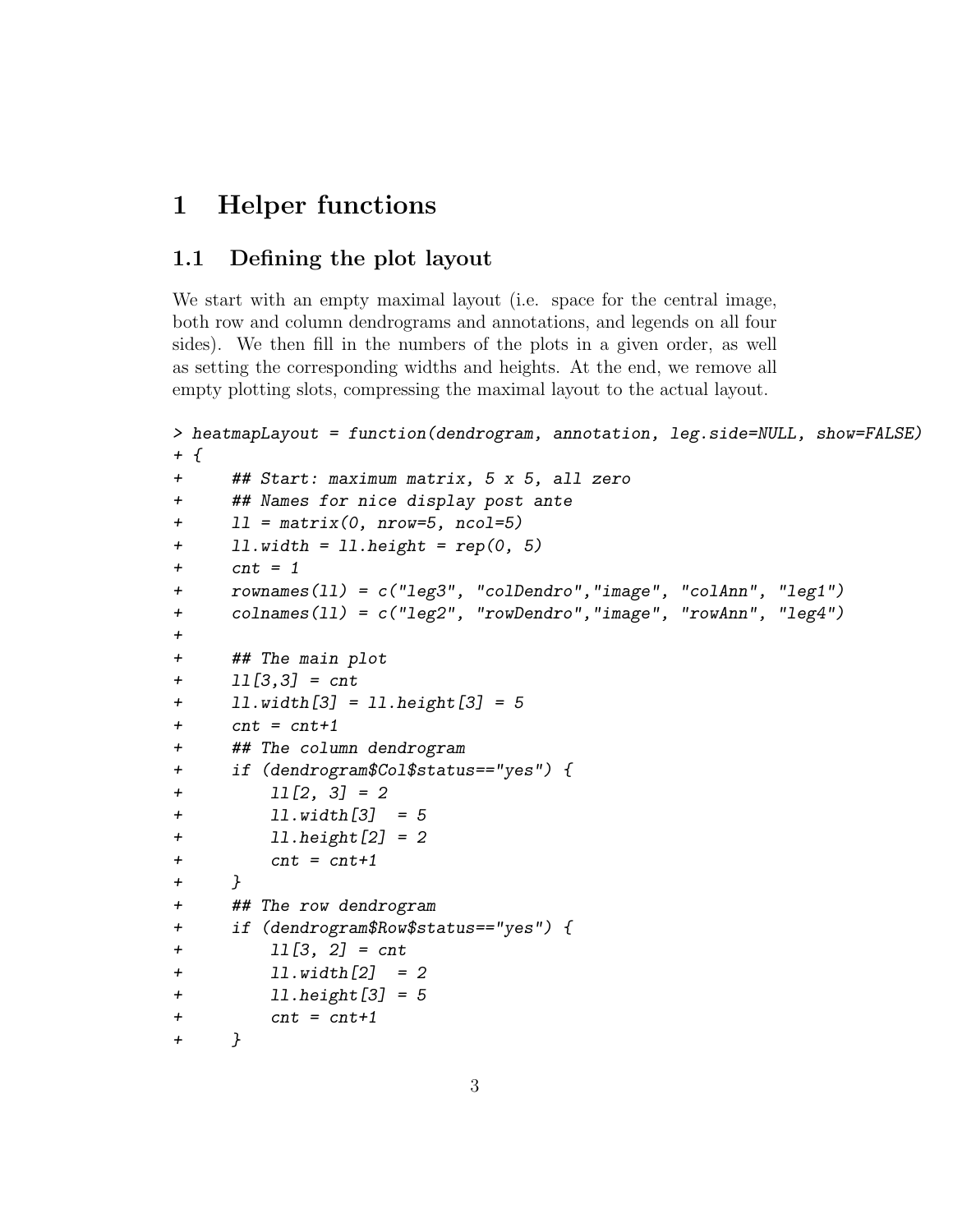# 1 Helper functions

## 1.1 Defining the plot layout

We start with an empty maximal layout (i.e. space for the central image, both row and column dendrograms and annotations, and legends on all four sides). We then fill in the numbers of the plots in a given order, as well as setting the corresponding widths and heights. At the end, we remove all empty plotting slots, compressing the maximal layout to the actual layout.

```
> heatmapLayout = function(dendrogram, annotation, leg.side=NULL, show=FALSE)
+ {
+     ## Start: maximum matrix, 5 x 5, all zero
+     ## Names for nice display post ante
+     ll = matrix(0, nrow=5, ncol=5)
+     ll.width = ll.height = rep(0, 5)
+     cnt = 1
+     rownames(ll) = c("leg3", "colDendro","image", "colAnn", "leg1")
+     colnames(ll) = c("leg2", "rowDendro","image", "rowAnn", "leg4")
+
+     ## The main plot
+     ll[3,3] = cnt
+     ll.width[3] = ll.height[3] = 5
+     cnt = cnt+1
+     ## The column dendrogram
+     if (dendrogram$Col$status=="yes") {
+         ll[2, 3] = 2
+         ll.width[3]  = 5
+         ll.height[2] = 2
+         cnt = cnt+1
+     }
+     ## The row dendrogram
+     if (dendrogram$Row$status=="yes") {
+         ll[3, 2] = cnt
+         ll.width[2]  = 2
+         ll.height[3] = 5
+         cnt = cnt+1
+     }
```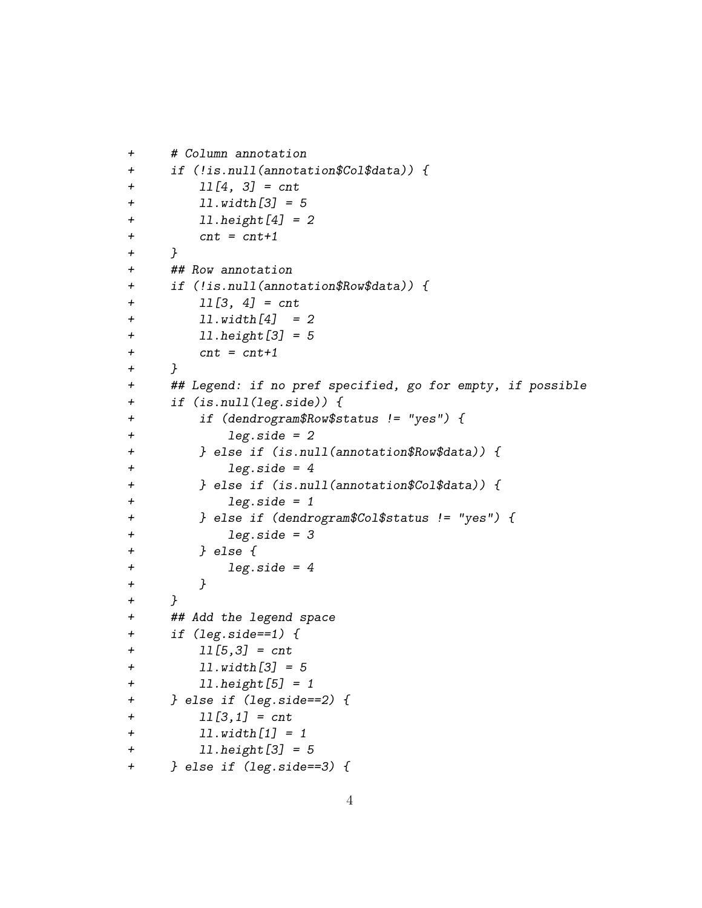```
+     # Column annotation
+     if (!is.null(annotation$Col$data)) {
+         ll[4, 3] = cnt
+         ll.width[3] = 5
+         ll.height[4] = 2
+         cnt = cnt+1
+     }
+     ## Row annotation
+     if (!is.null(annotation$Row$data)) {
+         ll[3, 4] = cnt
+         ll.width[4]  = 2
+         ll.height[3] = 5
+         cnt = cnt+1
+     }
+     ## Legend: if no pref specified, go for empty, if possible
+     if (is.null(leg.side)) {
+         if (dendrogram$Row$status != "yes") {
+             leg.side = 2
+         } else if (is.null(annotation$Row$data)) {
+             leg.side = 4
+         } else if (is.null(annotation$Col$data)) {
+             leg.side = 1
+         } else if (dendrogram$Col$status != "yes") {
+             leg.side = 3
+         } else {
+             leg.side = 4
+         }
+     }
+     ## Add the legend space
+     if (leg.side==1) {
+         ll[5,3] = cnt
+         ll.width[3] = 5
+         ll.height[5] = 1
+     } else if (leg.side==2) {
+         ll[3,1] = cnt
+         ll.width[1] = 1
+         ll.height[3] = 5
+     } else if (leg.side==3) {
```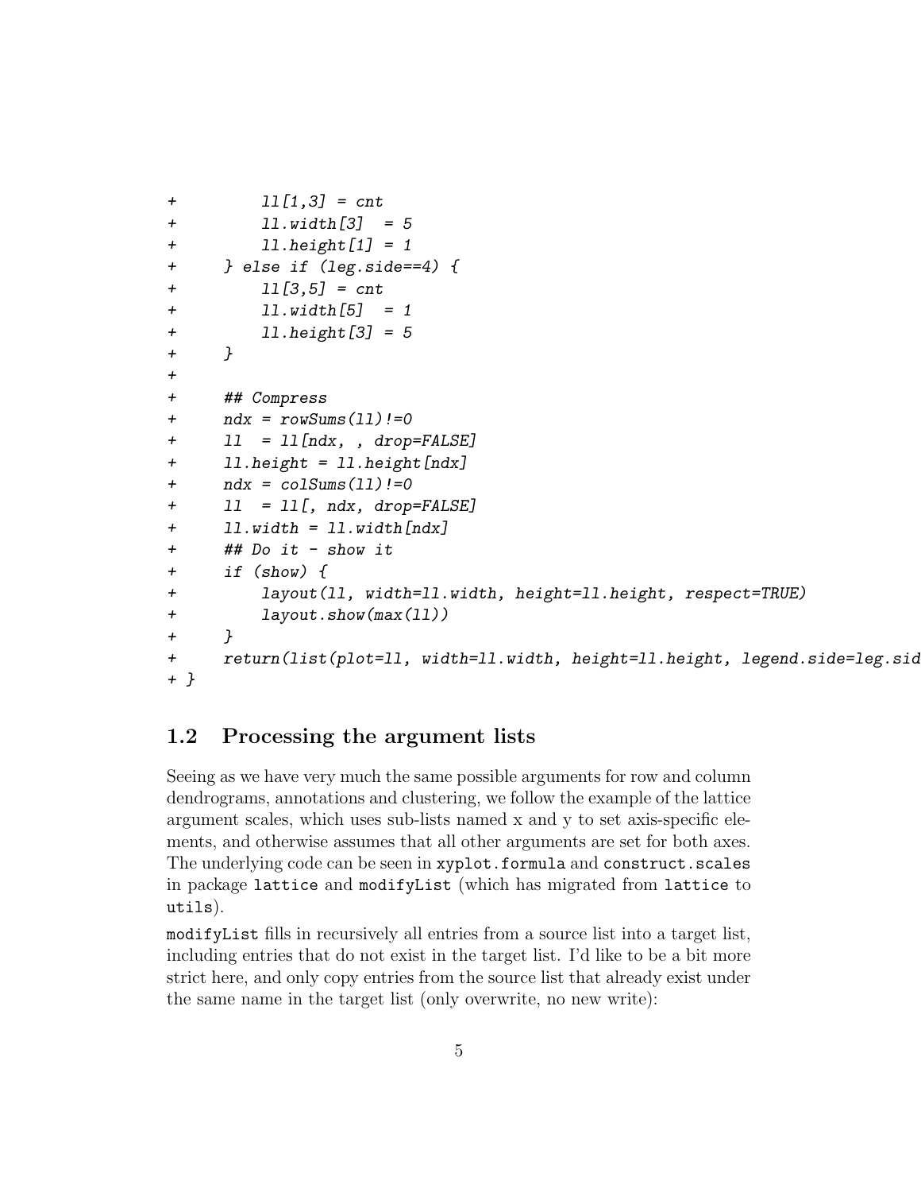```
+         ll[1,3] = cnt
+         ll.width[3]  = 5
+         ll.height[1] = 1
+     } else if (leg.side==4) {
+         ll[3,5] = cnt
+         ll.width[5]  = 1
+         ll.height[3] = 5
+     }
+
+     ## Compress
+     ndx = rowSums(ll)!=0
+     ll  = ll[ndx, , drop=FALSE]
+     ll.height = ll.height[ndx]
+     ndx = colSums(ll)!=0
+     ll  = ll[, ndx, drop=FALSE]
+     ll.width = ll.width[ndx]
+     ## Do it - show it
+     if (show) {
+         layout(ll, width=ll.width, height=ll.height, respect=TRUE)
+         layout.show(max(ll))
+     }
+     return(list(plot=ll, width=ll.width, height=ll.height, legend.side=leg.sid
+ }
```

## 1.2 Processing the argument lists

Seeing as we have very much the same possible arguments for row and column dendrograms, annotations and clustering, we follow the example of the lattice argument scales, which uses sub-lists named x and y to set axis-specific elements, and otherwise assumes that all other arguments are set for both axes. The underlying code can be seen in `xyplot.formula` and `construct.scales` in package `lattice` and `modifyList` (which has migrated from `lattice` to `utils`).

`modifyList` fills in recursively all entries from a source list into a target list, including entries that do not exist in the target list. I'd like to be a bit more strict here, and only copy entries from the source list that already exist under the same name in the target list (only overwrite, no new write):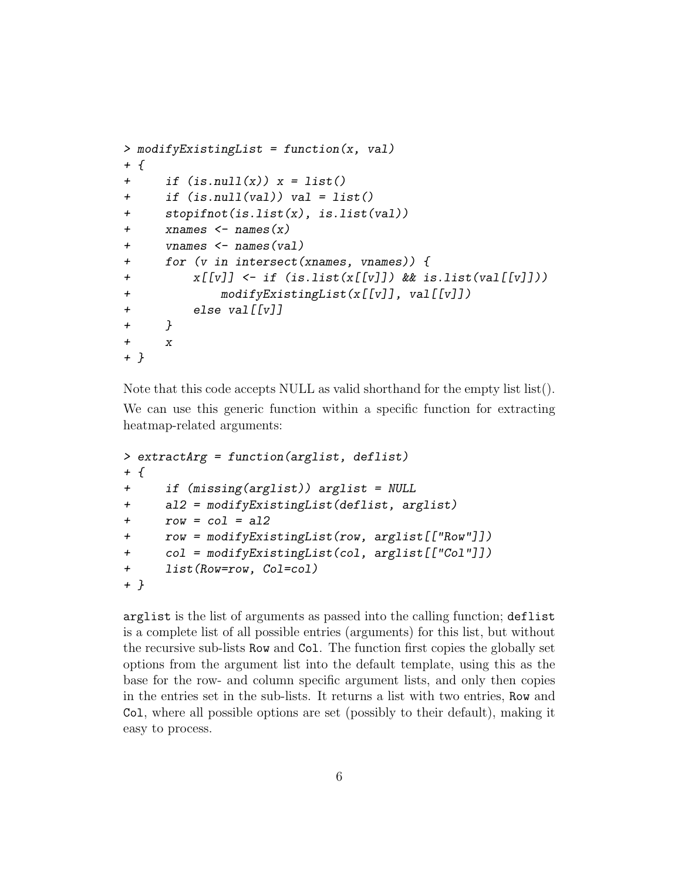```
> modifyExistingList = function(x, val)
+ {
+     if (is.null(x)) x = list()
+     if (is.null(val)) val = list()
+     stopifnot(is.list(x), is.list(val))
+     xnames <- names(x)
+     vnames <- names(val)
+     for (v in intersect(xnames, vnames)) {
+         x[[v]] <- if (is.list(x[[v]]) && is.list(val[[v]]))
+             modifyExistingList(x[[v]], val[[v]])
+         else val[[v]]
+     }
+     x
+ }
```

Note that this code accepts NULL as valid shorthand for the empty list list().

We can use this generic function within a specific function for extracting heatmap-related arguments:

```
> extractArg = function(arglist, deflist)
+ {
+     if (missing(arglist)) arglist = NULL
+     al2 = modifyExistingList(deflist, arglist)
+     row = col = al2
+     row = modifyExistingList(row, arglist[["Row"]])
+     col = modifyExistingList(col, arglist[["Col"]])
+     list(Row=row, Col=col)
+ }
```

`arglist` is the list of arguments as passed into the calling function; `deflist` is a complete list of all possible entries (arguments) for this list, but without the recursive sub-lists `Row` and `Col`. The function first copies the globally set options from the argument list into the default template, using this as the base for the row- and column specific argument lists, and only then copies in the entries set in the sub-lists. It returns a list with two entries, `Row` and `Col`, where all possible options are set (possibly to their default), making it easy to process.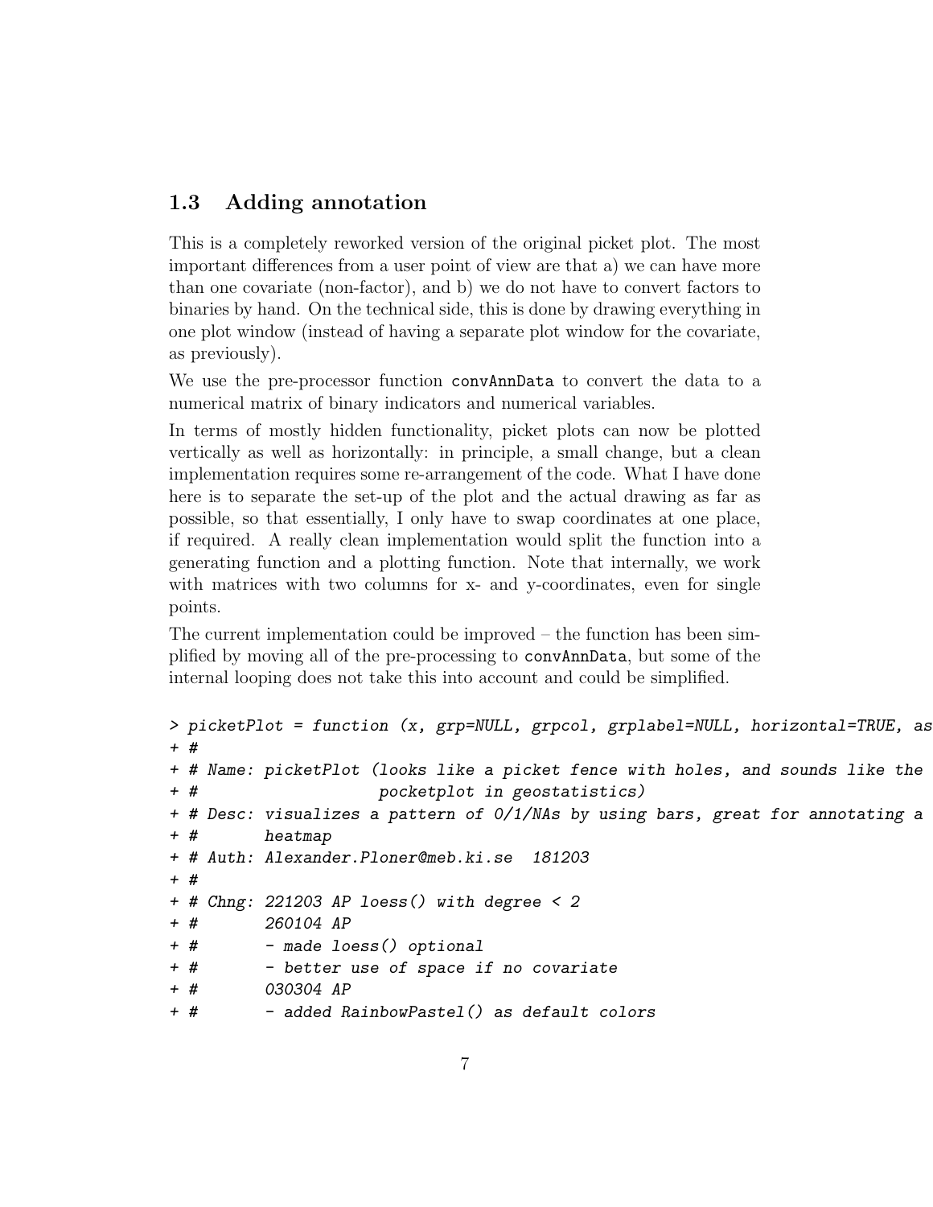## 1.3 Adding annotation

This is a completely reworked version of the original picket plot. The most important differences from a user point of view are that a) we can have more than one covariate (non-factor), and b) we do not have to convert factors to binaries by hand. On the technical side, this is done by drawing everything in one plot window (instead of having a separate plot window for the covariate, as previously).

We use the pre-processor function `convAnnData` to convert the data to a numerical matrix of binary indicators and numerical variables.

In terms of mostly hidden functionality, picket plots can now be plotted vertically as well as horizontally: in principle, a small change, but a clean implementation requires some re-arrangement of the code. What I have done here is to separate the set-up of the plot and the actual drawing as far as possible, so that essentially, I only have to swap coordinates at one place, if required. A really clean implementation would split the function into a generating function and a plotting function. Note that internally, we work with matrices with two columns for x- and y-coordinates, even for single points.

The current implementation could be improved – the function has been simplified by moving all of the pre-processing to `convAnnData`, but some of the internal looping does not take this into account and could be simplified.

```
> picketPlot = function (x, grp=NULL, grpcol, grplabel=NULL, horizontal=TRUE, as
+ #
+ # Name: picketPlot (looks like a picket fence with holes, and sounds like the
+ #                   pocketplot in geostatistics)
+ # Desc: visualizes a pattern of 0/1/NAs by using bars, great for annotating a
+ #       heatmap
+ # Auth: Alexander.Ploner@meb.ki.se  181203
+ #
+ # Chng: 221203 AP loess() with degree < 2
+ #       260104 AP
+ #       - made loess() optional
+ #       - better use of space if no covariate
+ #       030304 AP
+ #       - added RainbowPastel() as default colors
```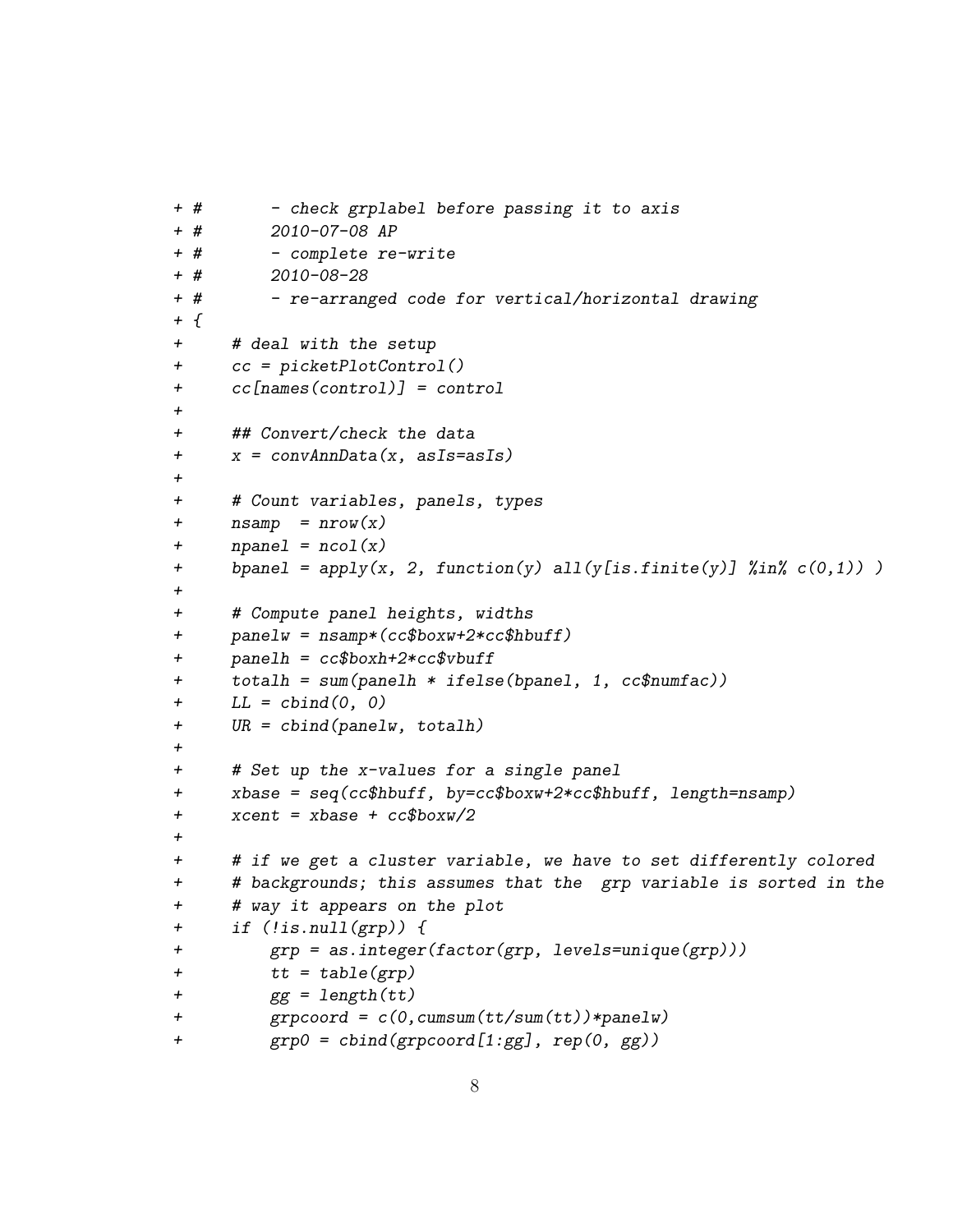```
+ #       - check grplabel before passing it to axis
+ #       2010-07-08 AP
+ #       - complete re-write
+ #       2010-08-28
+ #       - re-arranged code for vertical/horizontal drawing
+ {
+     # deal with the setup
+     cc = picketPlotControl()
+     cc[names(control)] = control
+
+     ## Convert/check the data
+     x = convAnnData(x, asIs=asIs)
+
+     # Count variables, panels, types
+     nsamp  = nrow(x)
+     npanel = ncol(x)
+     bpanel = apply(x, 2, function(y) all(y[is.finite(y)] %in% c(0,1)) )
+
+     # Compute panel heights, widths
+     panelw = nsamp*(cc$boxw+2*cc$hbuff)
+     panelh = cc$boxh+2*cc$vbuff
+     totalh = sum(panelh * ifelse(bpanel, 1, cc$numfac))
+     LL = cbind(0, 0)
+     UR = cbind(panelw, totalh)
+
+     # Set up the x-values for a single panel
+     xbase = seq(cc$hbuff, by=cc$boxw+2*cc$hbuff, length=nsamp)
+     xcent = xbase + cc$boxw/2
+
+     # if we get a cluster variable, we have to set differently colored
+     # backgrounds; this assumes that the  grp variable is sorted in the
+     # way it appears on the plot
+     if (!is.null(grp)) {
+         grp = as.integer(factor(grp, levels=unique(grp)))
+         tt = table(grp)
+         gg = length(tt)
+         grpcoord = c(0,cumsum(tt/sum(tt))*panelw)
+         grp0 = cbind(grpcoord[1:gg], rep(0, gg))
```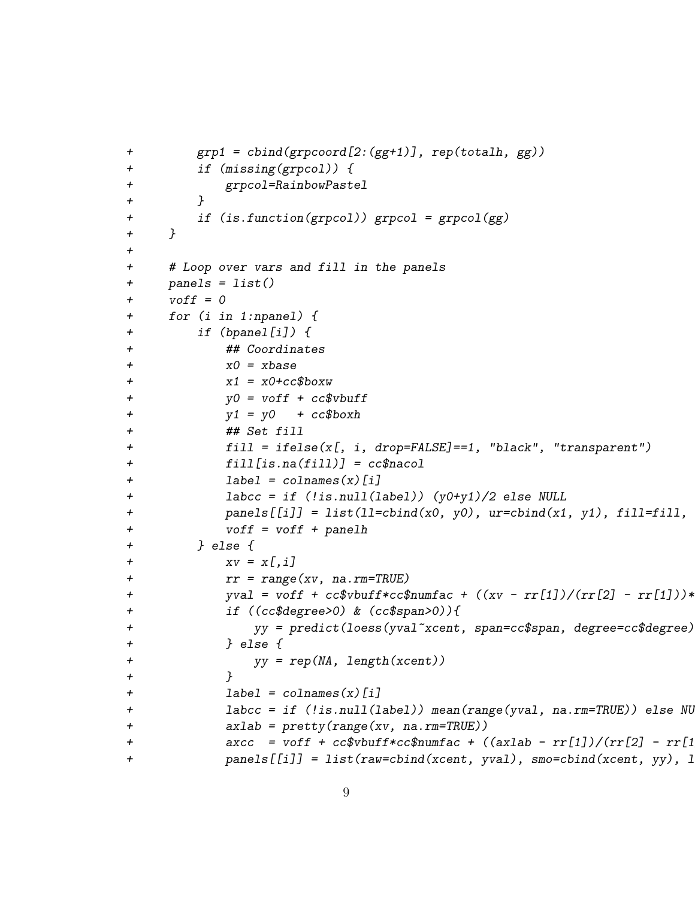```
+         grp1 = cbind(grpcoord[2:(gg+1)], rep(totalh, gg))
+         if (missing(grpcol)) {
+             grpcol=RainbowPastel
+         }
+         if (is.function(grpcol)) grpcol = grpcol(gg)
+     }
+
+     # Loop over vars and fill in the panels
+     panels = list()
+     voff = 0
+     for (i in 1:npanel) {
+         if (bpanel[i]) {
+             ## Coordinates
+             x0 = xbase
+             x1 = x0+cc$boxw
+             y0 = voff + cc$vbuff
+             y1 = y0   + cc$boxh
+             ## Set fill
+             fill = ifelse(x[, i, drop=FALSE]==1, "black", "transparent")
+             fill[is.na(fill)] = cc$nacol
+             label = colnames(x)[i]
+             labcc = if (!is.null(label)) (y0+y1)/2 else NULL
+             panels[[i]] = list(ll=cbind(x0, y0), ur=cbind(x1, y1), fill=fill,
+             voff = voff + panelh
+         } else {
+             xv = x[,i]
+             rr = range(xv, na.rm=TRUE)
+             yval = voff + cc$vbuff*cc$numfac + ((xv - rr[1])/(rr[2] - rr[1]))*
+             if ((cc$degree>0) & (cc$span>0)){
+                 yy = predict(loess(yval~xcent, span=cc$span, degree=cc$degree)
+             } else {
+                 yy = rep(NA, length(xcent))
+             }
+             label = colnames(x)[i]
+             labcc = if (!is.null(label)) mean(range(yval, na.rm=TRUE)) else NU
+             axlab = pretty(range(xv, na.rm=TRUE))
+             axcc  = voff + cc$vbuff*cc$numfac + ((axlab - rr[1])/(rr[2] - rr[1
+             panels[[i]] = list(raw=cbind(xcent, yval), smo=cbind(xcent, yy), l
```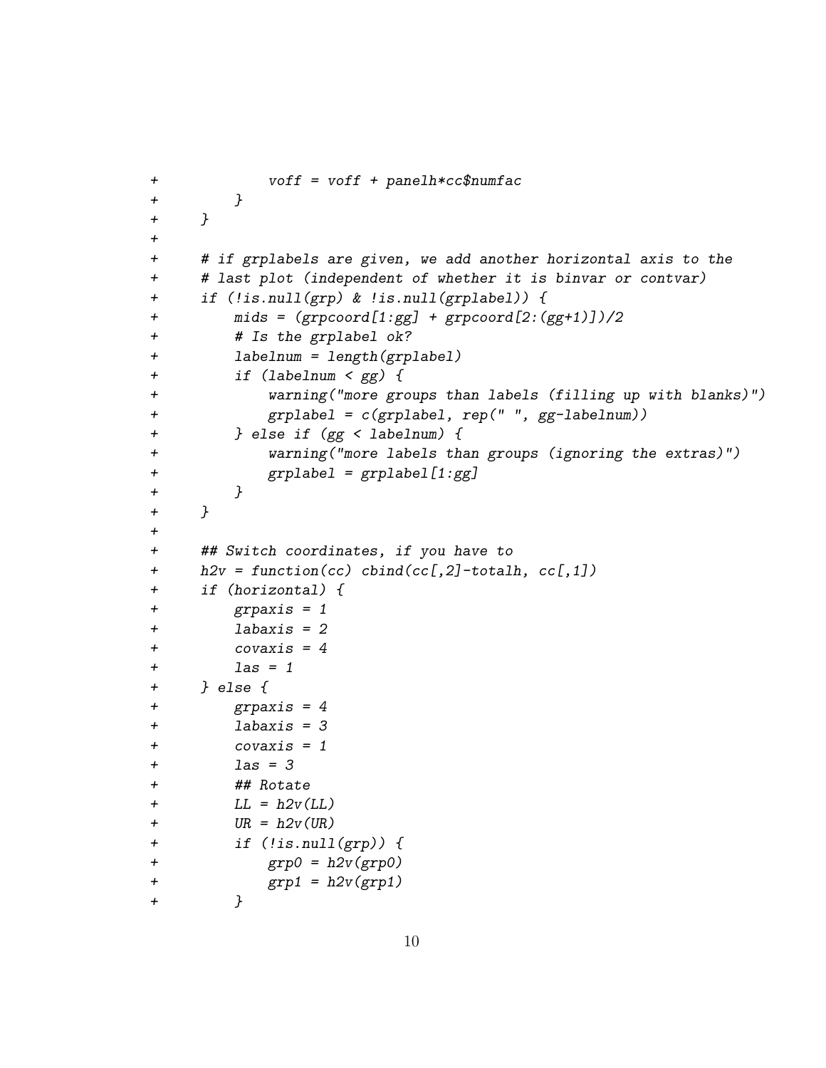```
+            voff = voff + panelh*cc$numfac
+        }
+    }
+
+    # if grplabels are given, we add another horizontal axis to the
+    # last plot (independent of whether it is binvar or contvar)
+    if (!is.null(grp) & !is.null(grplabel)) {
+        mids = (grpcoord[1:gg] + grpcoord[2:(gg+1)])/2
+        # Is the grplabel ok?
+        labelnum = length(grplabel)
+        if (labelnum < gg) {
+            warning("more groups than labels (filling up with blanks)")
+            grplabel = c(grplabel, rep(" ", gg-labelnum))
+        } else if (gg < labelnum) {
+            warning("more labels than groups (ignoring the extras)")
+            grplabel = grplabel[1:gg]
+        }
+    }
+
+    ## Switch coordinates, if you have to
+    h2v = function(cc) cbind(cc[,2]-totalh, cc[,1])
+    if (horizontal) {
+        grpaxis = 1
+        labaxis = 2
+        covaxis = 4
+        las = 1
+    } else {
+        grpaxis = 4
+        labaxis = 3
+        covaxis = 1
+        las = 3
+        ## Rotate
+        LL = h2v(LL)
+        UR = h2v(UR)
+        if (!is.null(grp)) {
+            grp0 = h2v(grp0)
+            grp1 = h2v(grp1)
+        }
```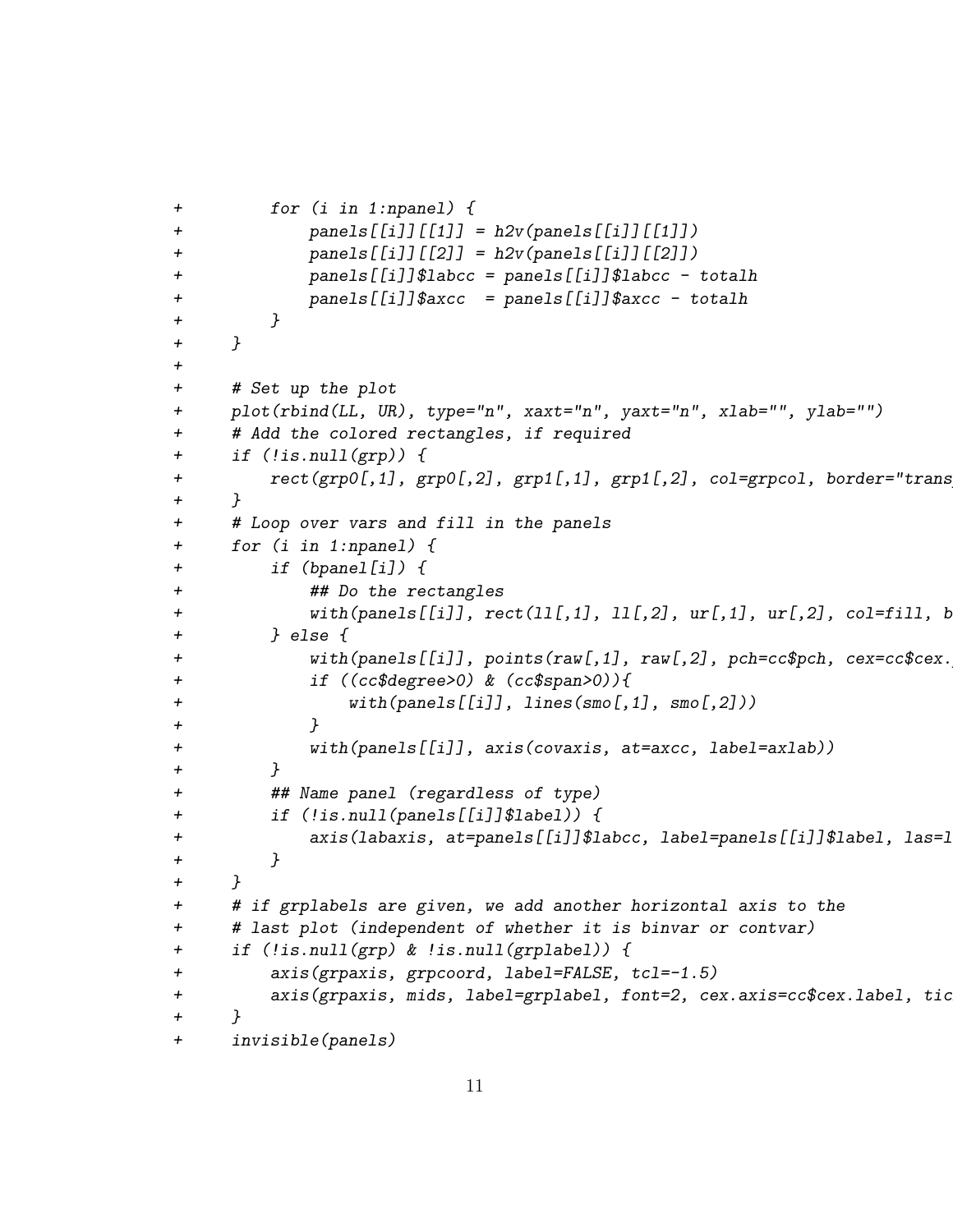```
+         for (i in 1:npanel) {
+             panels[[i]][[1]] = h2v(panels[[i]][[1]])
+             panels[[i]][[2]] = h2v(panels[[i]][[2]])
+             panels[[i]]$labcc = panels[[i]]$labcc - totalh
+             panels[[i]]$axcc  = panels[[i]]$axcc - totalh
+         }
+     }
+
+     # Set up the plot
+     plot(rbind(LL, UR), type="n", xaxt="n", yaxt="n", xlab="", ylab="")
+     # Add the colored rectangles, if required
+     if (!is.null(grp)) {
+         rect(grp0[,1], grp0[,2], grp1[,1], grp1[,2], col=grpcol, border="trans
+     }
+     # Loop over vars and fill in the panels
+     for (i in 1:npanel) {
+         if (bpanel[i]) {
+             ## Do the rectangles
+             with(panels[[i]], rect(ll[,1], ll[,2], ur[,1], ur[,2], col=fill, b
+         } else {
+             with(panels[[i]], points(raw[,1], raw[,2], pch=cc$pch, cex=cc$cex.
+             if ((cc$degree>0) & (cc$span>0)){
+                 with(panels[[i]], lines(smo[,1], smo[,2]))
+             }
+             with(panels[[i]], axis(covaxis, at=axcc, label=axlab))
+         }
+         ## Name panel (regardless of type)
+         if (!is.null(panels[[i]]$label)) {
+             axis(labaxis, at=panels[[i]]$labcc, label=panels[[i]]$label, las=l
+         }
+     }
+     # if grplabels are given, we add another horizontal axis to the
+     # last plot (independent of whether it is binvar or contvar)
+     if (!is.null(grp) & !is.null(grplabel)) {
+         axis(grpaxis, grpcoord, label=FALSE, tcl=-1.5)
+         axis(grpaxis, mids, label=grplabel, font=2, cex.axis=cc$cex.label, tic
+     }
+     invisible(panels)
```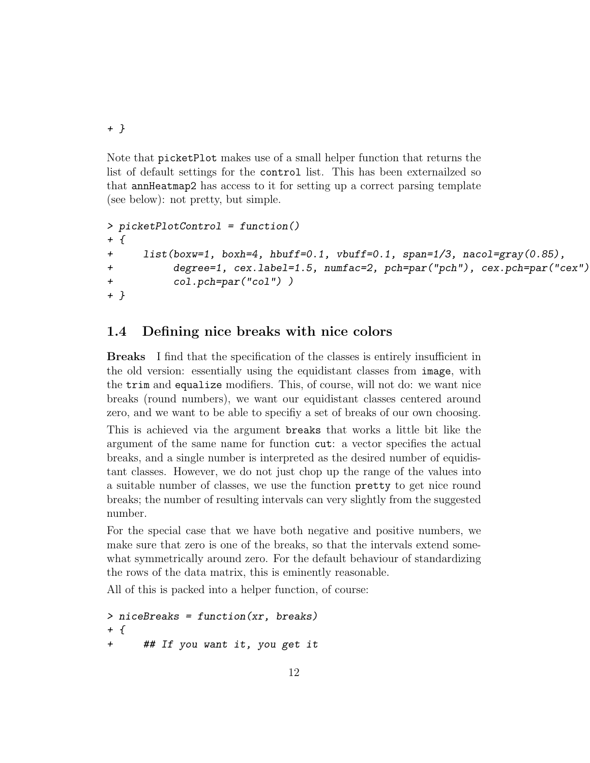```
+ }
```

Note that picketPlot makes use of a small helper function that returns the list of default settings for the control list. This has been externailzed so that annHeatmap2 has access to it for setting up a correct parsing template (see below): not pretty, but simple.

```
> picketPlotControl = function()
+ {
+     list(boxw=1, boxh=4, hbuff=0.1, vbuff=0.1, span=1/3, nacol=gray(0.85),
+          degree=1, cex.label=1.5, numfac=2, pch=par("pch"), cex.pch=par("cex")
+          col.pch=par("col") )
+ }
```

## 1.4 Defining nice breaks with nice colors

**Breaks** I find that the specification of the classes is entirely insufficient in the old version: essentially using the equidistant classes from image, with the trim and equalize modifiers. This, of course, will not do: we want nice breaks (round numbers), we want our equidistant classes centered around zero, and we want to be able to specifiy a set of breaks of our own choosing.

This is achieved via the argument breaks that works a little bit like the argument of the same name for function cut: a vector specifies the actual breaks, and a single number is interpreted as the desired number of equidistant classes. However, we do not just chop up the range of the values into a suitable number of classes, we use the function pretty to get nice round breaks; the number of resulting intervals can very slightly from the suggested number.

For the special case that we have both negative and positive numbers, we make sure that zero is one of the breaks, so that the intervals extend somewhat symmetrically around zero. For the default behaviour of standardizing the rows of the data matrix, this is eminently reasonable.

All of this is packed into a helper function, of course:

```
> niceBreaks = function(xr, breaks)
+ {
+     ## If you want it, you get it
```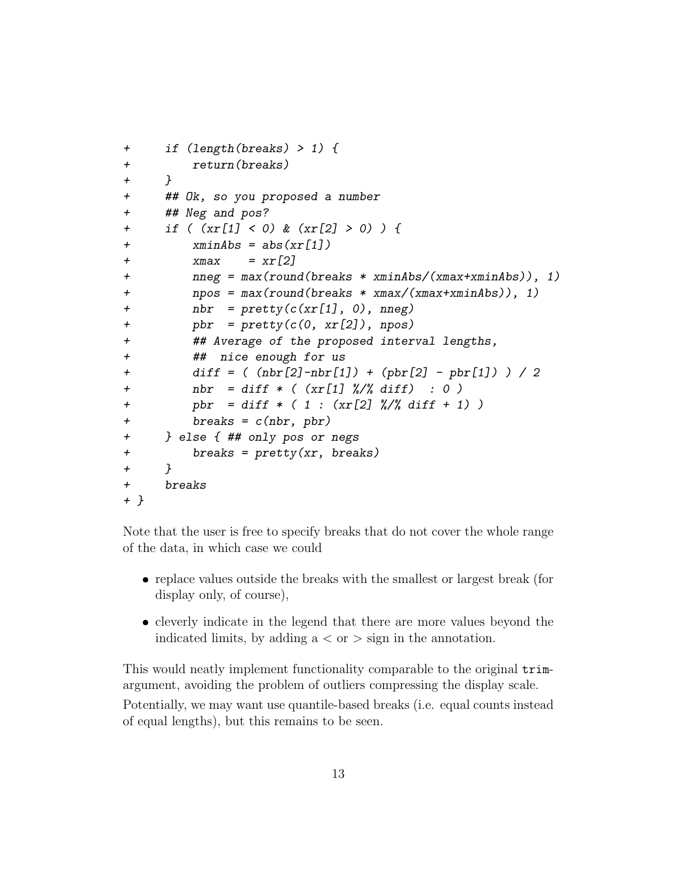```
+     if (length(breaks) > 1) {
+         return(breaks)
+     }
+     ## Ok, so you proposed a number
+     ## Neg and pos?
+     if ( (xr[1] < 0) & (xr[2] > 0) ) {
+         xminAbs = abs(xr[1])
+         xmax    = xr[2]
+         nneg = max(round(breaks * xminAbs/(xmax+xminAbs)), 1)
+         npos = max(round(breaks * xmax/(xmax+xminAbs)), 1)
+         nbr  = pretty(c(xr[1], 0), nneg)
+         pbr  = pretty(c(0, xr[2]), npos)
+         ## Average of the proposed interval lengths,
+         ##  nice enough for us
+         diff = ( (nbr[2]-nbr[1]) + (pbr[2] - pbr[1]) ) / 2
+         nbr  = diff * ( (xr[1] %/% diff)  : 0 )
+         pbr  = diff * ( 1 : (xr[2] %/% diff + 1) )
+         breaks = c(nbr, pbr)
+     } else { ## only pos or negs
+         breaks = pretty(xr, breaks)
+     }
+     breaks
+ }
```

Note that the user is free to specify breaks that do not cover the whole range of the data, in which case we could

- replace values outside the breaks with the smallest or largest break (for display only, of course),
- cleverly indicate in the legend that there are more values beyond the indicated limits, by adding a < or > sign in the annotation.

This would neatly implement functionality comparable to the original `trim`-argument, avoiding the problem of outliers compressing the display scale.

Potentially, we may want use quantile-based breaks (i.e. equal counts instead of equal lengths), but this remains to be seen.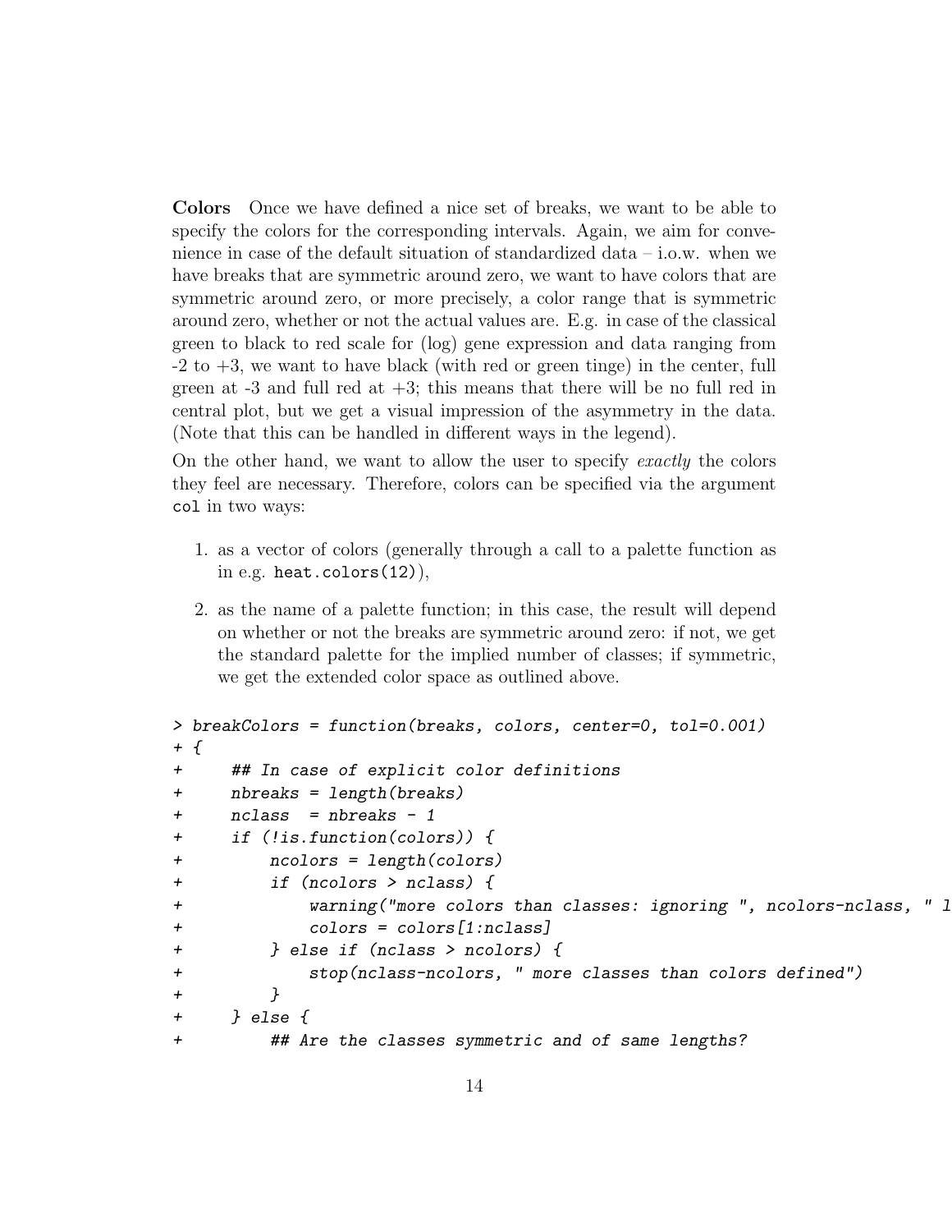**Colors** Once we have defined a nice set of breaks, we want to be able to specify the colors for the corresponding intervals. Again, we aim for convenience in case of the default situation of standardized data – i.o.w. when we have breaks that are symmetric around zero, we want to have colors that are symmetric around zero, or more precisely, a color range that is symmetric around zero, whether or not the actual values are. E.g. in case of the classical green to black to red scale for (log) gene expression and data ranging from -2 to +3, we want to have black (with red or green tinge) in the center, full green at -3 and full red at +3; this means that there will be no full red in central plot, but we get a visual impression of the asymmetry in the data. (Note that this can be handled in different ways in the legend).

On the other hand, we want to allow the user to specify *exactly* the colors they feel are necessary. Therefore, colors can be specified via the argument `col` in two ways:

1. as a vector of colors (generally through a call to a palette function as in e.g. `heat.colors(12)`),
2. as the name of a palette function; in this case, the result will depend on whether or not the breaks are symmetric around zero: if not, we get the standard palette for the implied number of classes; if symmetric, we get the extended color space as outlined above.

```
> breakColors = function(breaks, colors, center=0, tol=0.001)
+ {
+     ## In case of explicit color definitions
+     nbreaks = length(breaks)
+     nclass  = nbreaks - 1
+     if (!is.function(colors)) {
+         ncolors = length(colors)
+         if (ncolors > nclass) {
+             warning("more colors than classes: ignoring ", ncolors-nclass, " l
+             colors = colors[1:nclass]
+         } else if (nclass > ncolors) {
+             stop(nclass-ncolors, " more classes than colors defined")
+         }
+     } else {
+         ## Are the classes symmetric and of same lengths?
```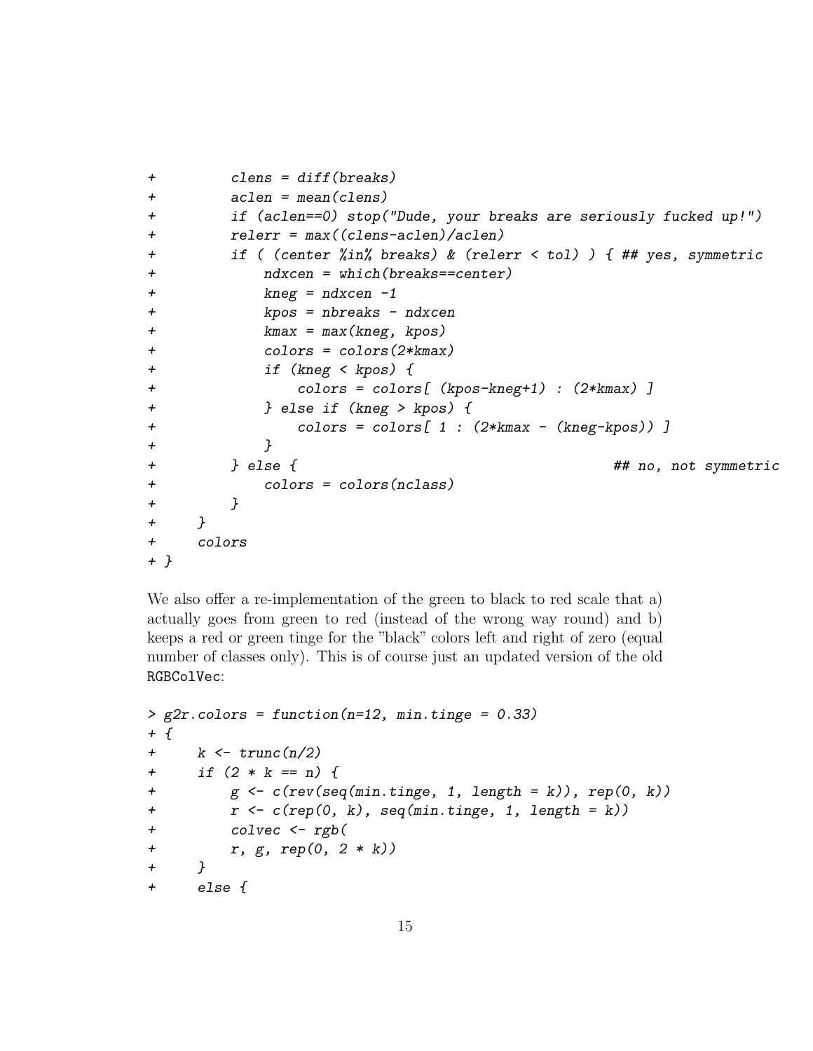```
+         clens = diff(breaks)
+         aclen = mean(clens)
+         if (aclen==0) stop("Dude, your breaks are seriously fucked up!")
+         relerr = max((clens-aclen)/aclen)
+         if ( (center %in% breaks) & (relerr < tol) ) { ## yes, symmetric
+             ndxcen = which(breaks==center)
+             kneg = ndxcen -1
+             kpos = nbreaks - ndxcen
+             kmax = max(kneg, kpos)
+             colors = colors(2*kmax)
+             if (kneg < kpos) {
+                 colors = colors[ (kpos-kneg+1) : (2*kmax) ]
+             } else if (kneg > kpos) {
+                 colors = colors[ 1 : (2*kmax - (kneg-kpos)) ]
+             }
+         } else {                                        ## no, not symmetric
+             colors = colors(nclass)
+         }
+     }
+     colors
+ }
```

We also offer a re-implementation of the green to black to red scale that a) actually goes from green to red (instead of the wrong way round) and b) keeps a red or green tinge for the "black" colors left and right of zero (equal number of classes only). This is of course just an updated version of the old `RGBColVec`:

```
> g2r.colors = function(n=12, min.tinge = 0.33)
+ {
+     k <- trunc(n/2)
+     if (2 * k == n) {
+         g <- c(rev(seq(min.tinge, 1, length = k)), rep(0, k))
+         r <- c(rep(0, k), seq(min.tinge, 1, length = k))
+         colvec <- rgb(
+         r, g, rep(0, 2 * k))
+     }
+     else {
```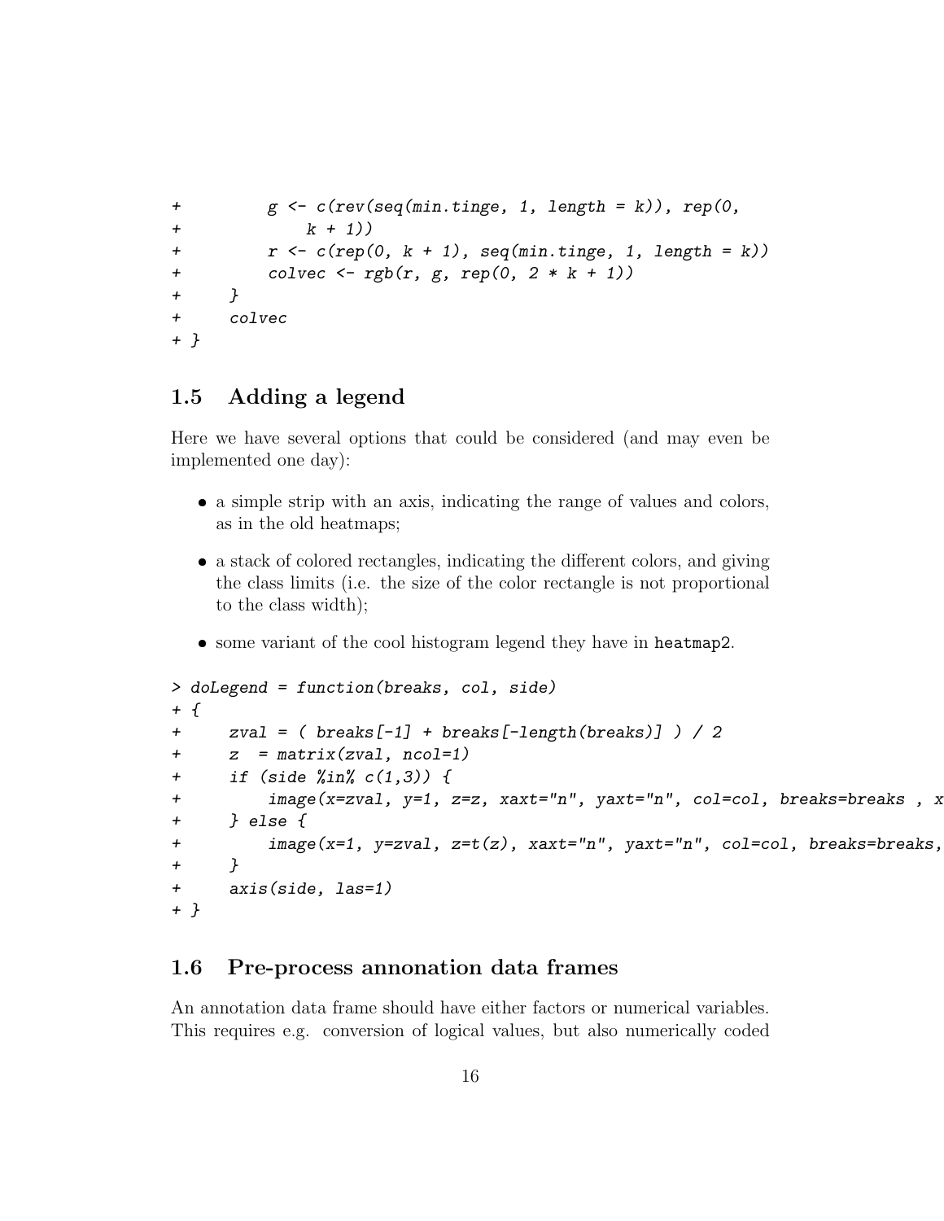```
+         g <- c(rev(seq(min.tinge, 1, length = k)), rep(0,
+             k + 1))
+         r <- c(rep(0, k + 1), seq(min.tinge, 1, length = k))
+         colvec <- rgb(r, g, rep(0, 2 * k + 1))
+     }
+     colvec
+ }
```

## 1.5 Adding a legend

Here we have several options that could be considered (and may even be implemented one day):

- a simple strip with an axis, indicating the range of values and colors, as in the old heatmaps;
- a stack of colored rectangles, indicating the different colors, and giving the class limits (i.e. the size of the color rectangle is not proportional to the class width);
- some variant of the cool histogram legend they have in `heatmap2`.

```
> doLegend = function(breaks, col, side)
+ {
+     zval = ( breaks[-1] + breaks[-length(breaks)] ) / 2
+     z  = matrix(zval, ncol=1)
+     if (side %in% c(1,3)) {
+         image(x=zval, y=1, z=z, xaxt="n", yaxt="n", col=col, breaks=breaks , x
+     } else {
+         image(x=1, y=zval, z=t(z), xaxt="n", yaxt="n", col=col, breaks=breaks,
+     }
+     axis(side, las=1)
+ }
```

## 1.6 Pre-process annonation data frames

An annotation data frame should have either factors or numerical variables. This requires e.g. conversion of logical values, but also numerically coded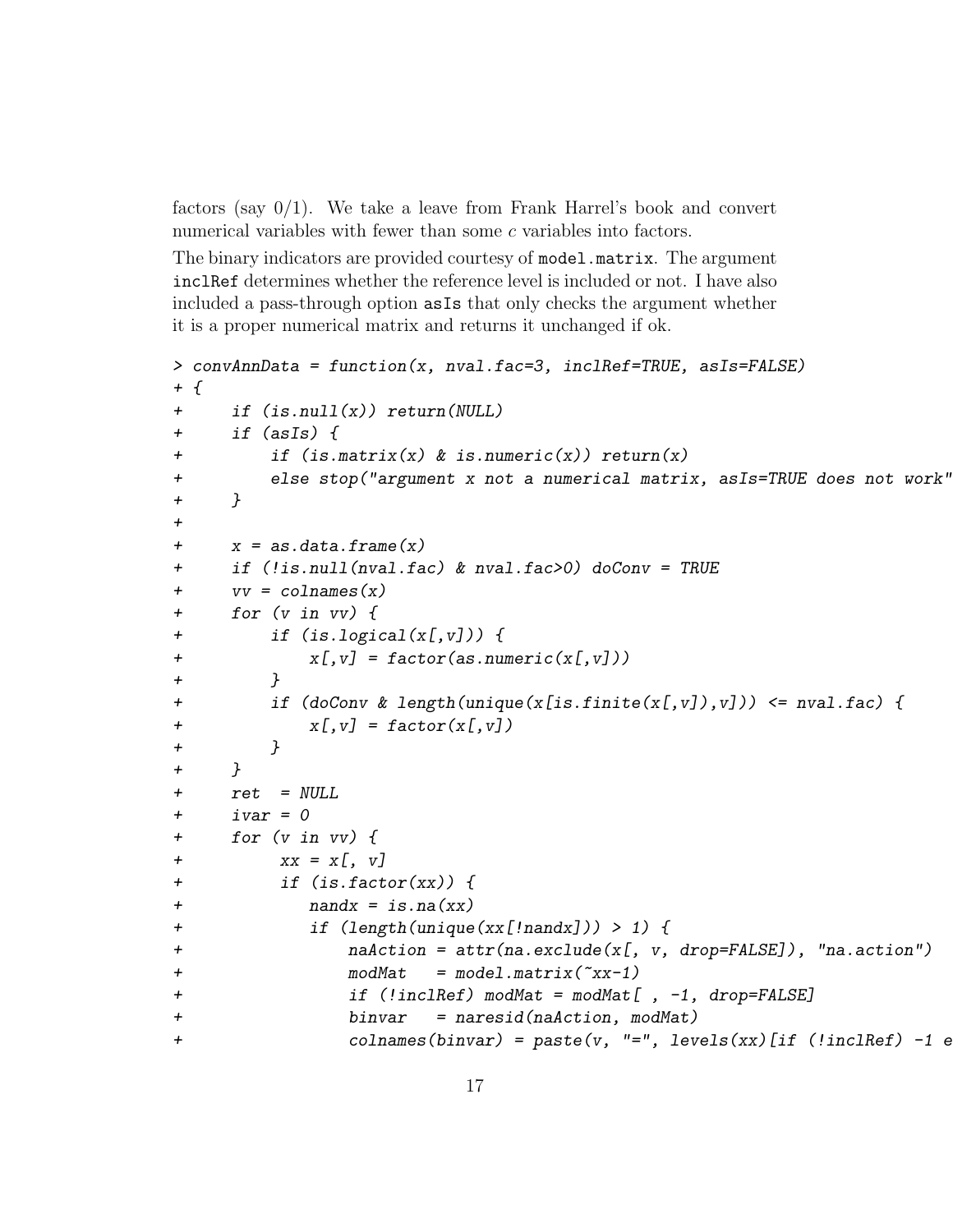factors (say 0/1). We take a leave from Frank Harrel's book and convert numerical variables with fewer than some $c$ variables into factors.

The binary indicators are provided courtesy of `model.matrix`. The argument `inclRef` determines whether the reference level is included or not. I have also included a pass-through option `asIs` that only checks the argument whether it is a proper numerical matrix and returns it unchanged if ok.

```
> convAnnData = function(x, nval.fac=3, inclRef=TRUE, asIs=FALSE)
+ {
+     if (is.null(x)) return(NULL)
+     if (asIs) {
+         if (is.matrix(x) & is.numeric(x)) return(x)
+         else stop("argument x not a numerical matrix, asIs=TRUE does not work"
+     }
+
+     x = as.data.frame(x)
+     if (!is.null(nval.fac) & nval.fac>0) doConv = TRUE
+     vv = colnames(x)
+     for (v in vv) {
+         if (is.logical(x[,v])) {
+             x[,v] = factor(as.numeric(x[,v]))
+         }
+         if (doConv & length(unique(x[is.finite(x[,v]),v])) <= nval.fac) {
+             x[,v] = factor(x[,v])
+         }
+     }
+     ret  = NULL
+     ivar = 0
+     for (v in vv) {
+          xx = x[, v]
+          if (is.factor(xx)) {
+             nandx = is.na(xx)
+             if (length(unique(xx[!nandx])) > 1) {
+                 naAction = attr(na.exclude(x[, v, drop=FALSE]), "na.action")
+                 modMat   = model.matrix(~xx-1)
+                 if (!inclRef) modMat = modMat[ , -1, drop=FALSE]
+                 binvar   = naresid(naAction, modMat)
+                 colnames(binvar) = paste(v, "=", levels(xx)[if (!inclRef) -1 e
```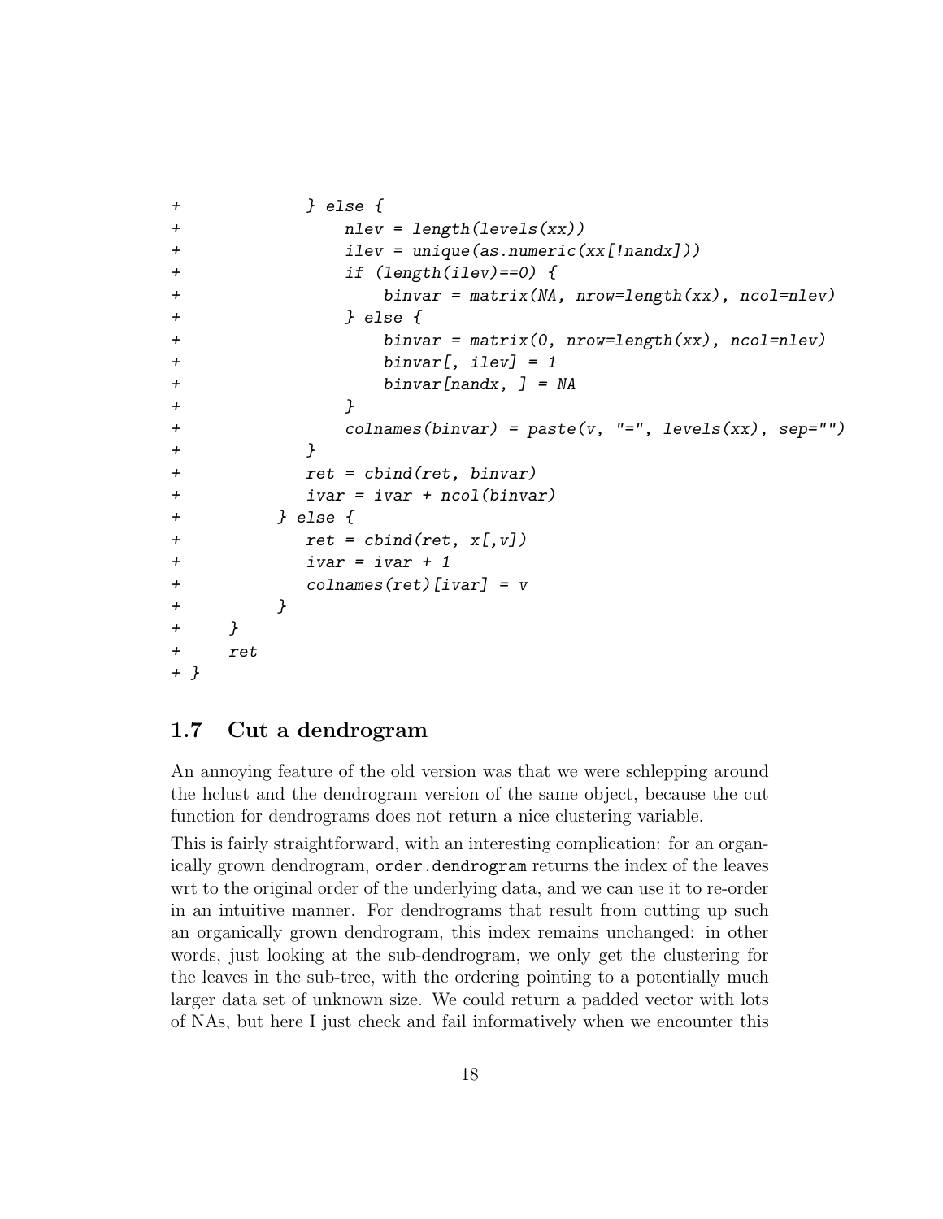```
+             } else {
+                 nlev = length(levels(xx))
+                 ilev = unique(as.numeric(xx[!nandx]))
+                 if (length(ilev)==0) {
+                     binvar = matrix(NA, nrow=length(xx), ncol=nlev)
+                 } else {
+                     binvar = matrix(0, nrow=length(xx), ncol=nlev)
+                     binvar[, ilev] = 1
+                     binvar[nandx, ] = NA
+                 }
+                 colnames(binvar) = paste(v, "=", levels(xx), sep="")
+             }
+             ret = cbind(ret, binvar)
+             ivar = ivar + ncol(binvar)
+         } else {
+             ret = cbind(ret, x[,v])
+             ivar = ivar + 1
+             colnames(ret)[ivar] = v
+         }
+     }
+     ret
+ }
```

## 1.7 Cut a dendrogram

An annoying feature of the old version was that we were schlepping around the hclust and the dendrogram version of the same object, because the cut function for dendrograms does not return a nice clustering variable.

This is fairly straightforward, with an interesting complication: for an organically grown dendrogram, `order.dendrogram` returns the index of the leaves wrt to the original order of the underlying data, and we can use it to re-order in an intuitive manner. For dendrograms that result from cutting up such an organically grown dendrogram, this index remains unchanged: in other words, just looking at the sub-dendrogram, we only get the clustering for the leaves in the sub-tree, with the ordering pointing to a potentially much larger data set of unknown size. We could return a padded vector with lots of NAs, but here I just check and fail informatively when we encounter this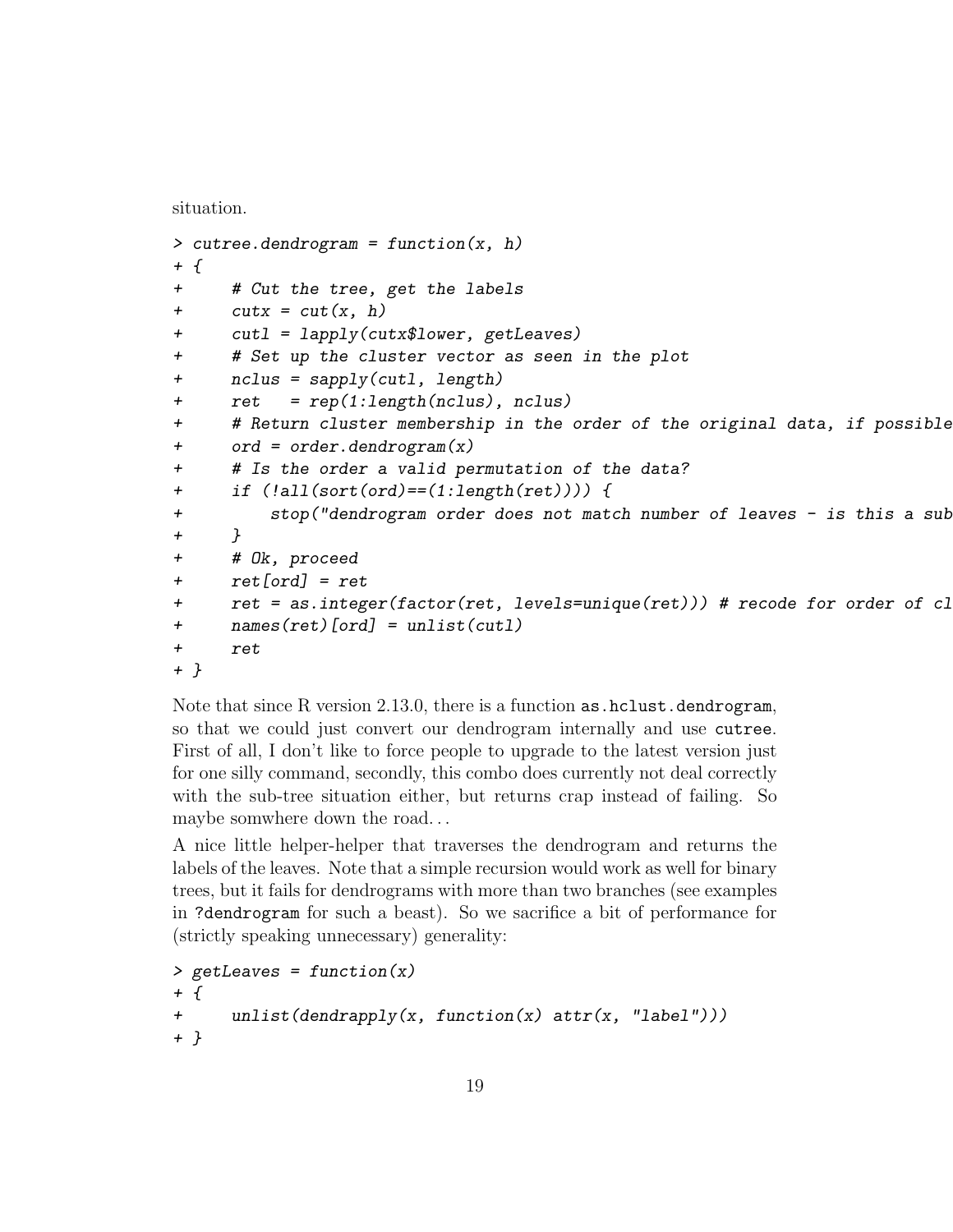situation.

```
> cutree.dendrogram = function(x, h)
+ {
+     # Cut the tree, get the labels
+     cutx = cut(x, h)
+     cutl = lapply(cutx$lower, getLeaves)
+     # Set up the cluster vector as seen in the plot
+     nclus = sapply(cutl, length)
+     ret   = rep(1:length(nclus), nclus)
+     # Return cluster membership in the order of the original data, if possible
+     ord = order.dendrogram(x)
+     # Is the order a valid permutation of the data?
+     if (!all(sort(ord)==(1:length(ret)))) {
+         stop("dendrogram order does not match number of leaves - is this a sub
+     }
+     # Ok, proceed
+     ret[ord] = ret
+     ret = as.integer(factor(ret, levels=unique(ret))) # recode for order of cl
+     names(ret)[ord] = unlist(cutl)
+     ret
+ }
```

Note that since R version 2.13.0, there is a function `as.hclust.dendrogram`, so that we could just convert our dendrogram internally and use `cutree`. First of all, I don't like to force people to upgrade to the latest version just for one silly command, secondly, this combo does currently not deal correctly with the sub-tree situation either, but returns crap instead of failing. So maybe somwhere down the road...

A nice little helper-helper that traverses the dendrogram and returns the labels of the leaves. Note that a simple recursion would work as well for binary trees, but it fails for dendrograms with more than two branches (see examples in `?dendrogram` for such a beast). So we sacrifice a bit of performance for (strictly speaking unnecessary) generality:

```
> getLeaves = function(x)
+ {
+     unlist(dendrapply(x, function(x) attr(x, "label")))
+ }
```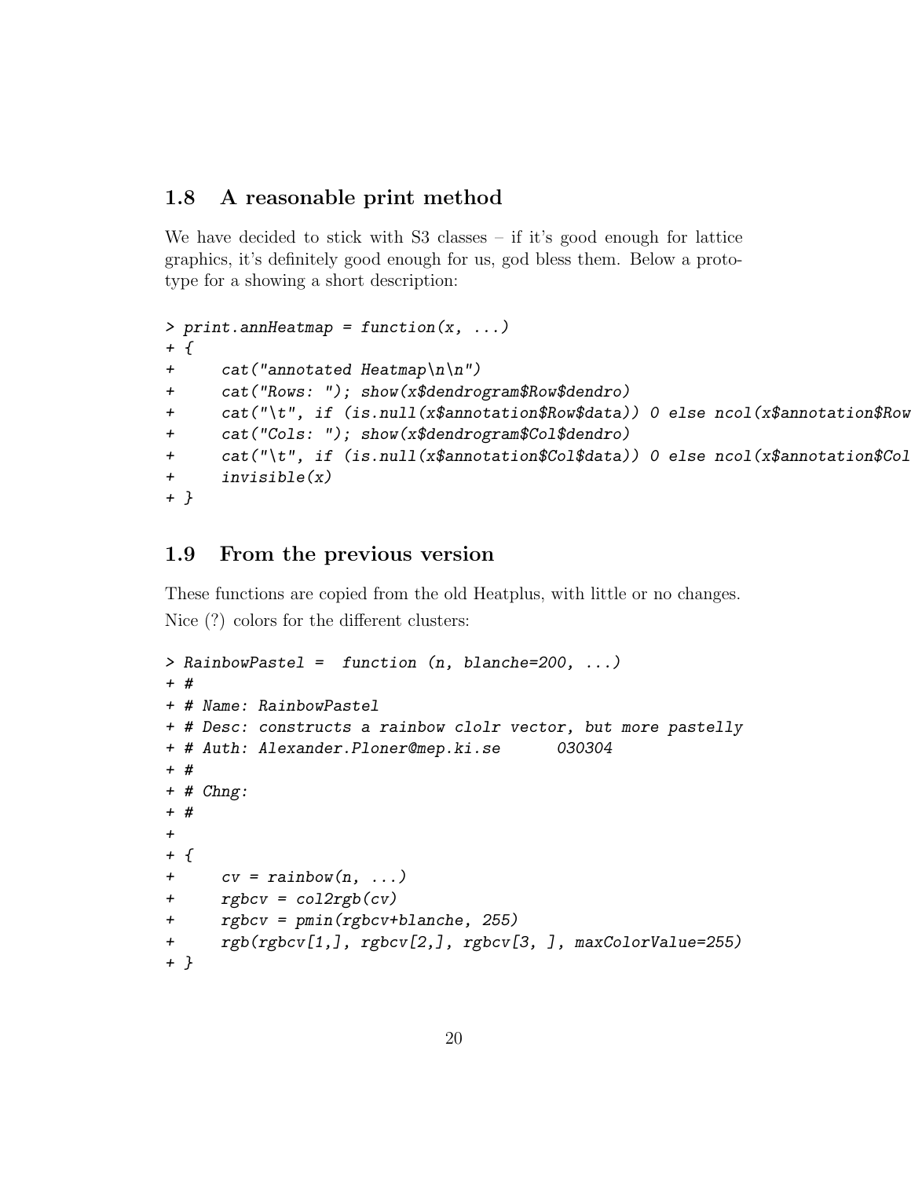## 1.8 A reasonable print method

We have decided to stick with S3 classes – if it's good enough for lattice graphics, it's definitely good enough for us, god bless them. Below a prototype for a showing a short description:

```
> print.annHeatmap = function(x, ...)
+ {
+     cat("annotated Heatmap\n\n")
+     cat("Rows: "); show(x$dendrogram$Row$dendro)
+     cat("\t", if (is.null(x$annotation$Row$data)) 0 else ncol(x$annotation$Row
+     cat("Cols: "); show(x$dendrogram$Col$dendro)
+     cat("\t", if (is.null(x$annotation$Col$data)) 0 else ncol(x$annotation$Col
+     invisible(x)
+ }
```

## 1.9 From the previous version

These functions are copied from the old Heatplus, with little or no changes.

Nice (?) colors for the different clusters:

```
> RainbowPastel =  function (n, blanche=200, ...)
+ #
+ # Name: RainbowPastel
+ # Desc: constructs a rainbow clolr vector, but more pastelly
+ # Auth: Alexander.Ploner@mep.ki.se      030304
+ #
+ # Chng:
+ #
+
+ {
+     cv = rainbow(n, ...)
+     rgbcv = col2rgb(cv)
+     rgbcv = pmin(rgbcv+blanche, 255)
+     rgb(rgbcv[1,], rgbcv[2,], rgbcv[3, ], maxColorValue=255)
+ }
```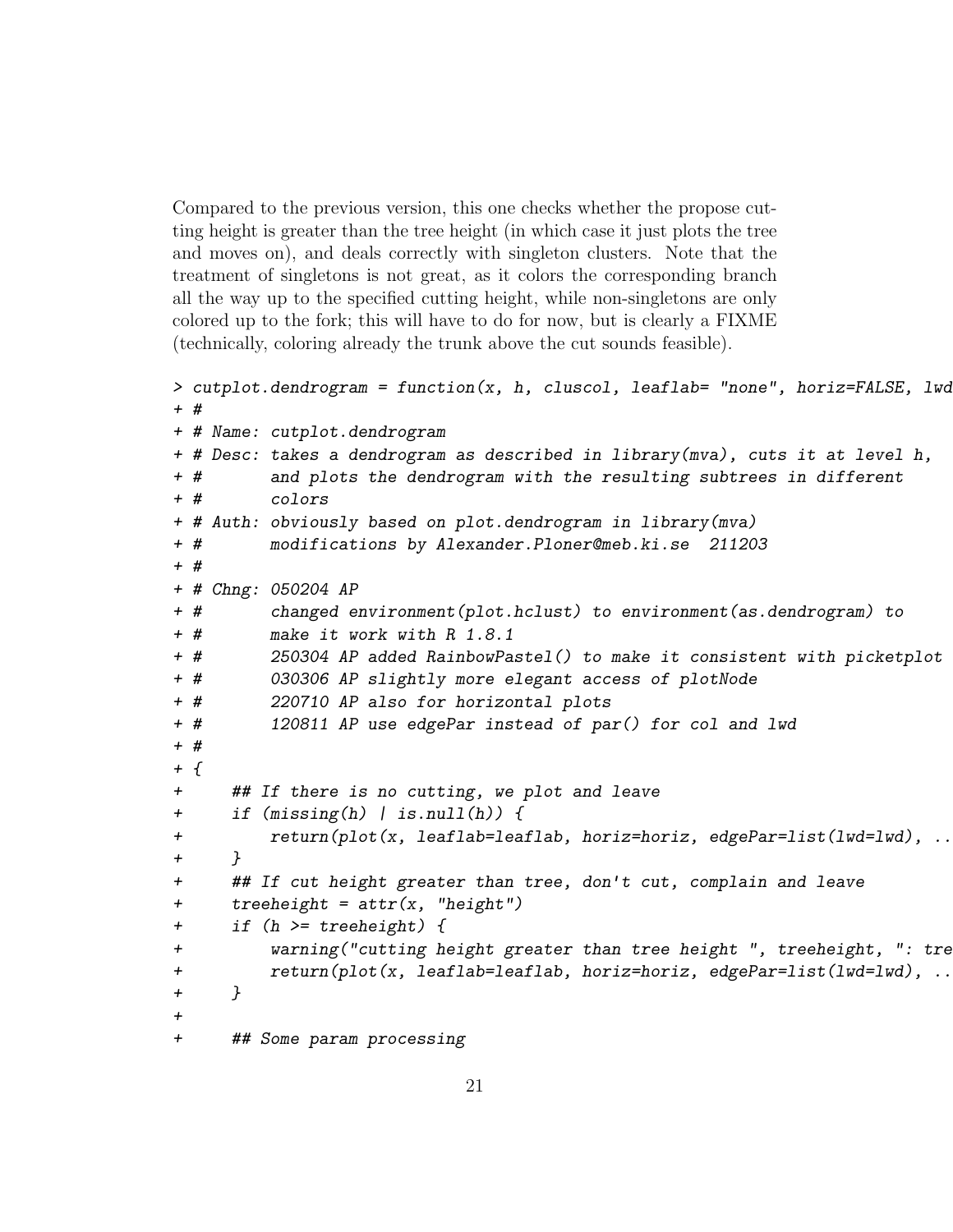Compared to the previous version, this one checks whether the propose cutting height is greater than the tree height (in which case it just plots the tree and moves on), and deals correctly with singleton clusters. Note that the treatment of singletons is not great, as it colors the corresponding branch all the way up to the specified cutting height, while non-singletons are only colored up to the fork; this will have to do for now, but is clearly a FIXME (technically, coloring already the trunk above the cut sounds feasible).

```
> cutplot.dendrogram = function(x, h, cluscol, leaflab= "none", horiz=FALSE, lwd
+ #
+ # Name: cutplot.dendrogram
+ # Desc: takes a dendrogram as described in library(mva), cuts it at level h,
+ #       and plots the dendrogram with the resulting subtrees in different
+ #       colors
+ # Auth: obviously based on plot.dendrogram in library(mva)
+ #       modifications by Alexander.Ploner@meb.ki.se  211203
+ #
+ # Chng: 050204 AP
+ #       changed environment(plot.hclust) to environment(as.dendrogram) to
+ #       make it work with R 1.8.1
+ #       250304 AP added RainbowPastel() to make it consistent with picketplot
+ #       030306 AP slightly more elegant access of plotNode
+ #       220710 AP also for horizontal plots
+ #       120811 AP use edgePar instead of par() for col and lwd
+ #
+ {
+     ## If there is no cutting, we plot and leave
+     if (missing(h) | is.null(h)) {
+         return(plot(x, leaflab=leaflab, horiz=horiz, edgePar=list(lwd=lwd), ..
+     }
+     ## If cut height greater than tree, don't cut, complain and leave
+     treeheight = attr(x, "height")
+     if (h >= treeheight) {
+         warning("cutting height greater than tree height ", treeheight, ": tre
+         return(plot(x, leaflab=leaflab, horiz=horiz, edgePar=list(lwd=lwd), ..
+     }
+
+     ## Some param processing
```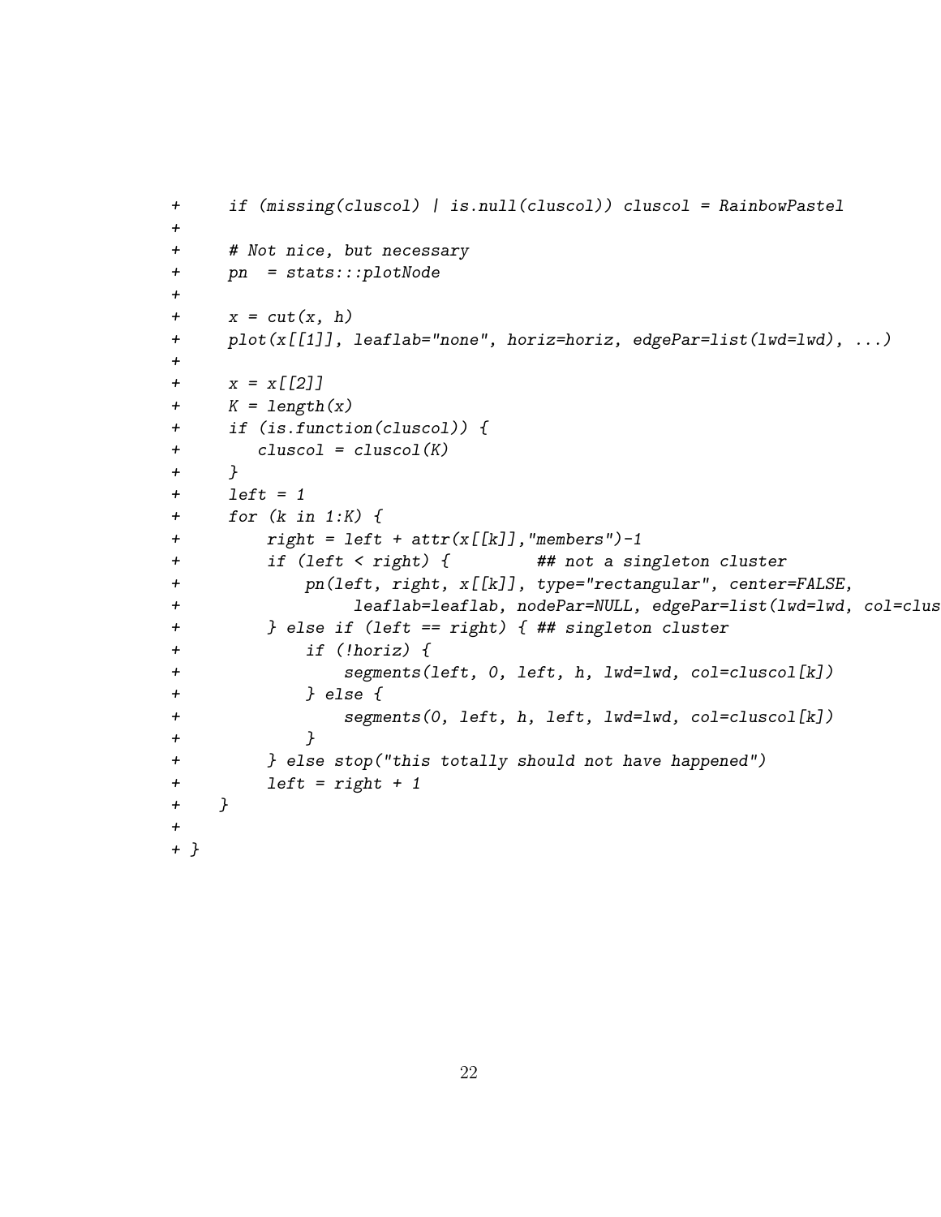```
+     if (missing(cluscol) | is.null(cluscol)) cluscol = RainbowPastel
+
+     # Not nice, but necessary
+     pn  = stats:::plotNode
+
+     x = cut(x, h)
+     plot(x[[1]], leaflab="none", horiz=horiz, edgePar=list(lwd=lwd), ...)
+
+     x = x[[2]]
+     K = length(x)
+     if (is.function(cluscol)) {
+        cluscol = cluscol(K)
+     }
+     left = 1
+     for (k in 1:K) {
+         right = left + attr(x[[k]],"members")-1
+         if (left < right) {         ## not a singleton cluster
+             pn(left, right, x[[k]], type="rectangular", center=FALSE,
+                  leaflab=leaflab, nodePar=NULL, edgePar=list(lwd=lwd, col=clus
+         } else if (left == right) { ## singleton cluster
+             if (!horiz) {
+                 segments(left, 0, left, h, lwd=lwd, col=cluscol[k])
+             } else {
+                 segments(0, left, h, left, lwd=lwd, col=cluscol[k])
+             }
+         } else stop("this totally should not have happened")
+         left = right + 1
+    }
+
+ }
```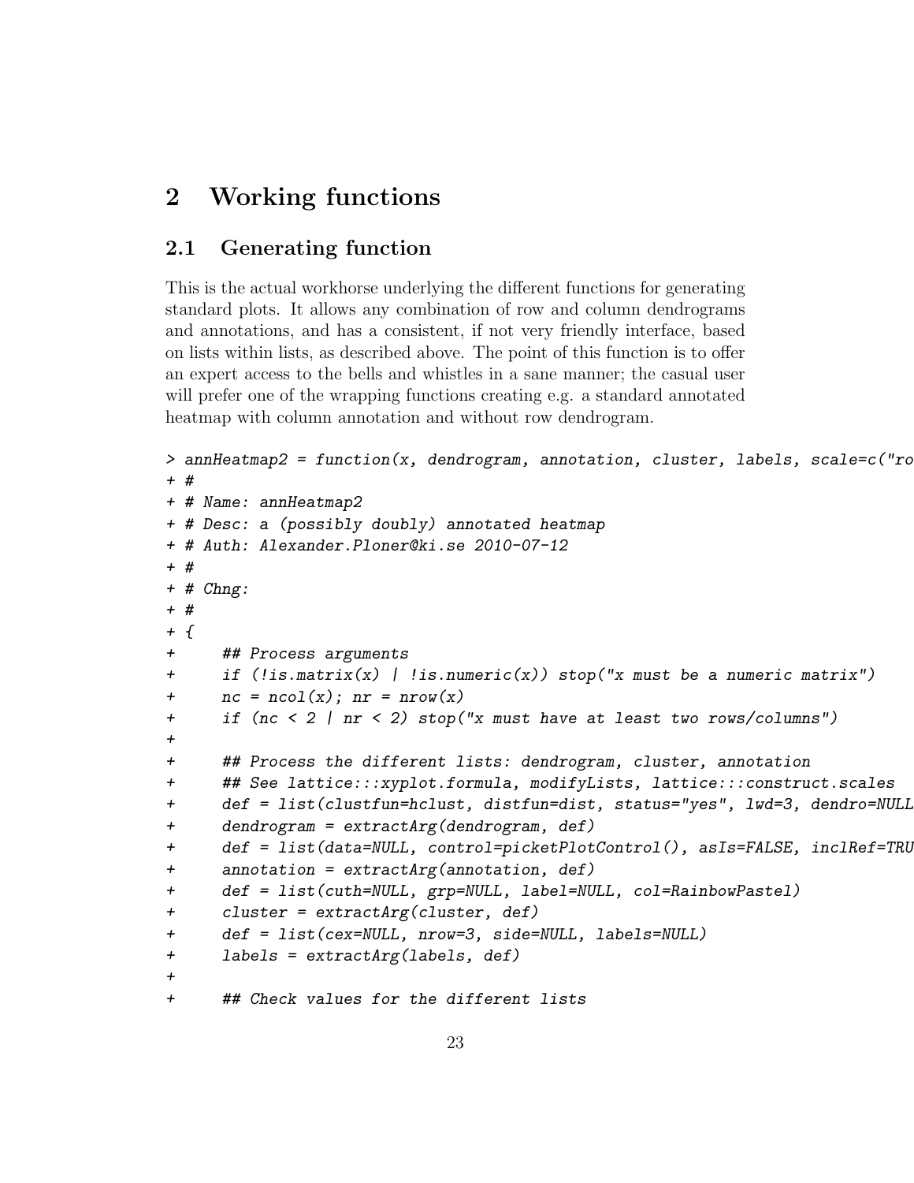# 2 Working functions

## 2.1 Generating function

This is the actual workhorse underlying the different functions for generating standard plots. It allows any combination of row and column dendrograms and annotations, and has a consistent, if not very friendly interface, based on lists within lists, as described above. The point of this function is to offer an expert access to the bells and whistles in a sane manner; the casual user will prefer one of the wrapping functions creating e.g. a standard annotated heatmap with column annotation and without row dendrogram.

```
> annHeatmap2 = function(x, dendrogram, annotation, cluster, labels, scale=c("ro
+ #
+ # Name: annHeatmap2
+ # Desc: a (possibly doubly) annotated heatmap
+ # Auth: Alexander.Ploner@ki.se 2010-07-12
+ #
+ # Chng:
+ #
+ {
+     ## Process arguments
+     if (!is.matrix(x) | !is.numeric(x)) stop("x must be a numeric matrix")
+     nc = ncol(x); nr = nrow(x)
+     if (nc < 2 | nr < 2) stop("x must have at least two rows/columns")
+
+     ## Process the different lists: dendrogram, cluster, annotation
+     ## See lattice:::xyplot.formula, modifyLists, lattice:::construct.scales
+     def = list(clustfun=hclust, distfun=dist, status="yes", lwd=3, dendro=NULL
+     dendrogram = extractArg(dendrogram, def)
+     def = list(data=NULL, control=picketPlotControl(), asIs=FALSE, inclRef=TRU
+     annotation = extractArg(annotation, def)
+     def = list(cuth=NULL, grp=NULL, label=NULL, col=RainbowPastel)
+     cluster = extractArg(cluster, def)
+     def = list(cex=NULL, nrow=3, side=NULL, labels=NULL)
+     labels = extractArg(labels, def)
+
+     ## Check values for the different lists
```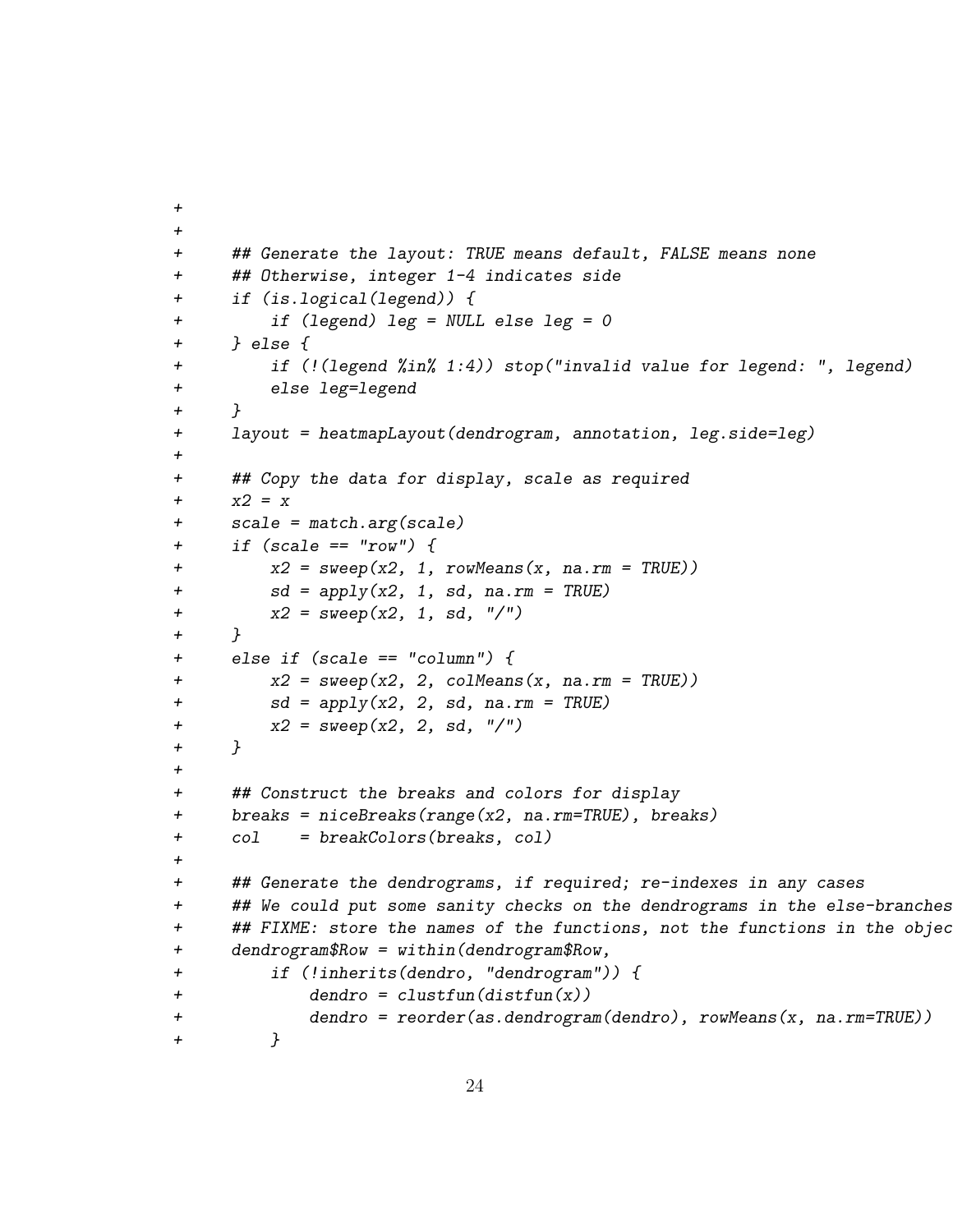```
+
+
+     ## Generate the layout: TRUE means default, FALSE means none
+     ## Otherwise, integer 1-4 indicates side
+     if (is.logical(legend)) {
+         if (legend) leg = NULL else leg = 0
+     } else {
+         if (!(legend %in% 1:4)) stop("invalid value for legend: ", legend)
+         else leg=legend
+     }
+     layout = heatmapLayout(dendrogram, annotation, leg.side=leg)
+
+     ## Copy the data for display, scale as required
+     x2 = x
+     scale = match.arg(scale)
+     if (scale == "row") {
+         x2 = sweep(x2, 1, rowMeans(x, na.rm = TRUE))
+         sd = apply(x2, 1, sd, na.rm = TRUE)
+         x2 = sweep(x2, 1, sd, "/")
+     }
+     else if (scale == "column") {
+         x2 = sweep(x2, 2, colMeans(x, na.rm = TRUE))
+         sd = apply(x2, 2, sd, na.rm = TRUE)
+         x2 = sweep(x2, 2, sd, "/")
+     }
+
+     ## Construct the breaks and colors for display
+     breaks = niceBreaks(range(x2, na.rm=TRUE), breaks)
+     col    = breakColors(breaks, col)
+
+     ## Generate the dendrograms, if required; re-indexes in any cases
+     ## We could put some sanity checks on the dendrograms in the else-branches
+     ## FIXME: store the names of the functions, not the functions in the objec
+     dendrogram$Row = within(dendrogram$Row,
+         if (!inherits(dendro, "dendrogram")) {
+             dendro = clustfun(distfun(x))
+             dendro = reorder(as.dendrogram(dendro), rowMeans(x, na.rm=TRUE))
+         }
```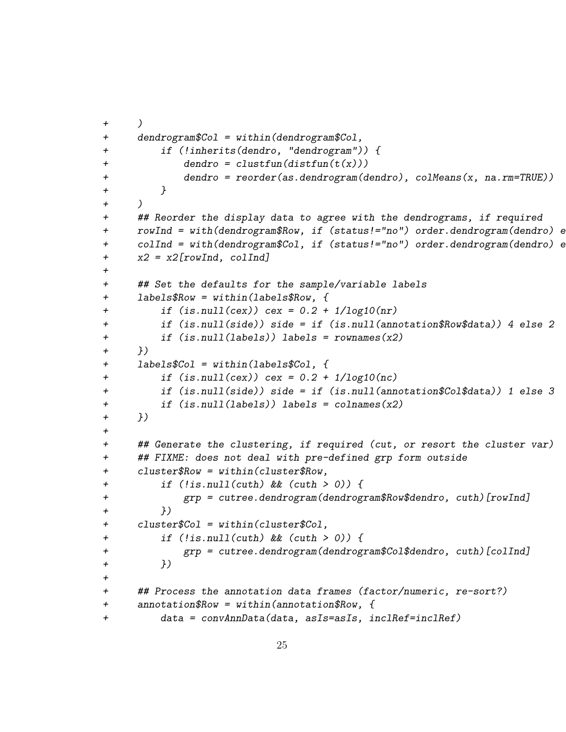```
+     )
+     dendrogram$Col = within(dendrogram$Col,
+         if (!inherits(dendro, "dendrogram")) {
+             dendro = clustfun(distfun(t(x)))
+             dendro = reorder(as.dendrogram(dendro), colMeans(x, na.rm=TRUE))
+         }
+     )
+     ## Reorder the display data to agree with the dendrograms, if required
+     rowInd = with(dendrogram$Row, if (status!="no") order.dendrogram(dendro) e
+     colInd = with(dendrogram$Col, if (status!="no") order.dendrogram(dendro) e
+     x2 = x2[rowInd, colInd]
+
+     ## Set the defaults for the sample/variable labels
+     labels$Row = within(labels$Row, {
+         if (is.null(cex)) cex = 0.2 + 1/log10(nr)
+         if (is.null(side)) side = if (is.null(annotation$Row$data)) 4 else 2
+         if (is.null(labels)) labels = rownames(x2)
+     })
+     labels$Col = within(labels$Col, {
+         if (is.null(cex)) cex = 0.2 + 1/log10(nc)
+         if (is.null(side)) side = if (is.null(annotation$Col$data)) 1 else 3
+         if (is.null(labels)) labels = colnames(x2)
+     })
+
+     ## Generate the clustering, if required (cut, or resort the cluster var)
+     ## FIXME: does not deal with pre-defined grp form outside
+     cluster$Row = within(cluster$Row,
+         if (!is.null(cuth) && (cuth > 0)) {
+             grp = cutree.dendrogram(dendrogram$Row$dendro, cuth)[rowInd]
+         })
+     cluster$Col = within(cluster$Col,
+         if (!is.null(cuth) && (cuth > 0)) {
+             grp = cutree.dendrogram(dendrogram$Col$dendro, cuth)[colInd]
+         })
+
+     ## Process the annotation data frames (factor/numeric, re-sort?)
+     annotation$Row = within(annotation$Row, {
+         data = convAnnData(data, asIs=asIs, inclRef=inclRef)
```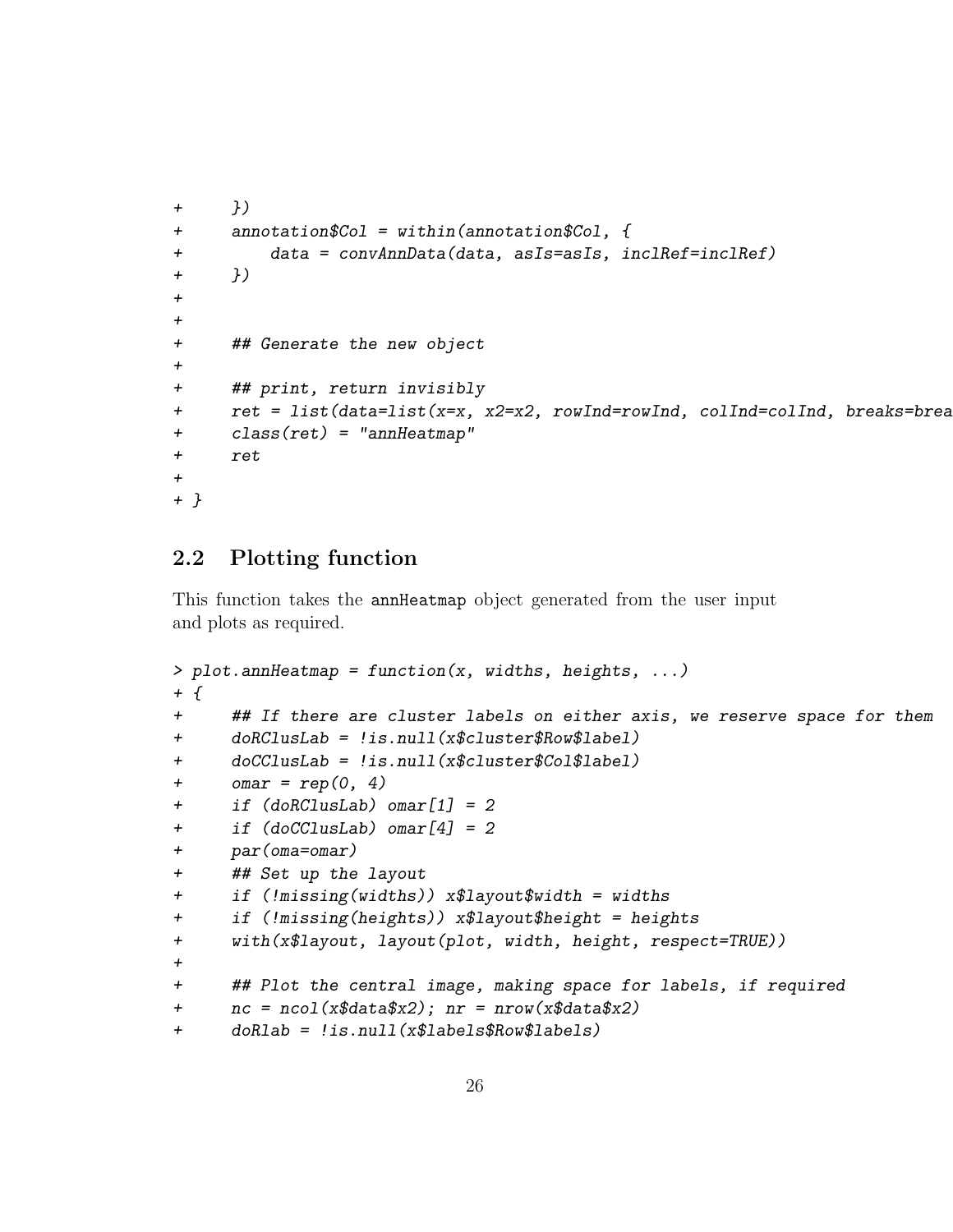```
+     })
+     annotation$Col = within(annotation$Col, {
+         data = convAnnData(data, asIs=asIs, inclRef=inclRef)
+     })
+
+
+     ## Generate the new object
+
+     ## print, return invisibly
+     ret = list(data=list(x=x, x2=x2, rowInd=rowInd, colInd=colInd, breaks=brea
+     class(ret) = "annHeatmap"
+     ret
+
+ }
```

## 2.2 Plotting function

This function takes the annHeatmap object generated from the user input and plots as required.

```
> plot.annHeatmap = function(x, widths, heights, ...)
+ {
+     ## If there are cluster labels on either axis, we reserve space for them
+     doRClusLab = !is.null(x$cluster$Row$label)
+     doCClusLab = !is.null(x$cluster$Col$label)
+     omar = rep(0, 4)
+     if (doRClusLab) omar[1] = 2
+     if (doCClusLab) omar[4] = 2
+     par(oma=omar)
+     ## Set up the layout
+     if (!missing(widths)) x$layout$width = widths
+     if (!missing(heights)) x$layout$height = heights
+     with(x$layout, layout(plot, width, height, respect=TRUE))
+
+     ## Plot the central image, making space for labels, if required
+     nc = ncol(x$data$x2); nr = nrow(x$data$x2)
+     doRlab = !is.null(x$labels$Row$labels)
```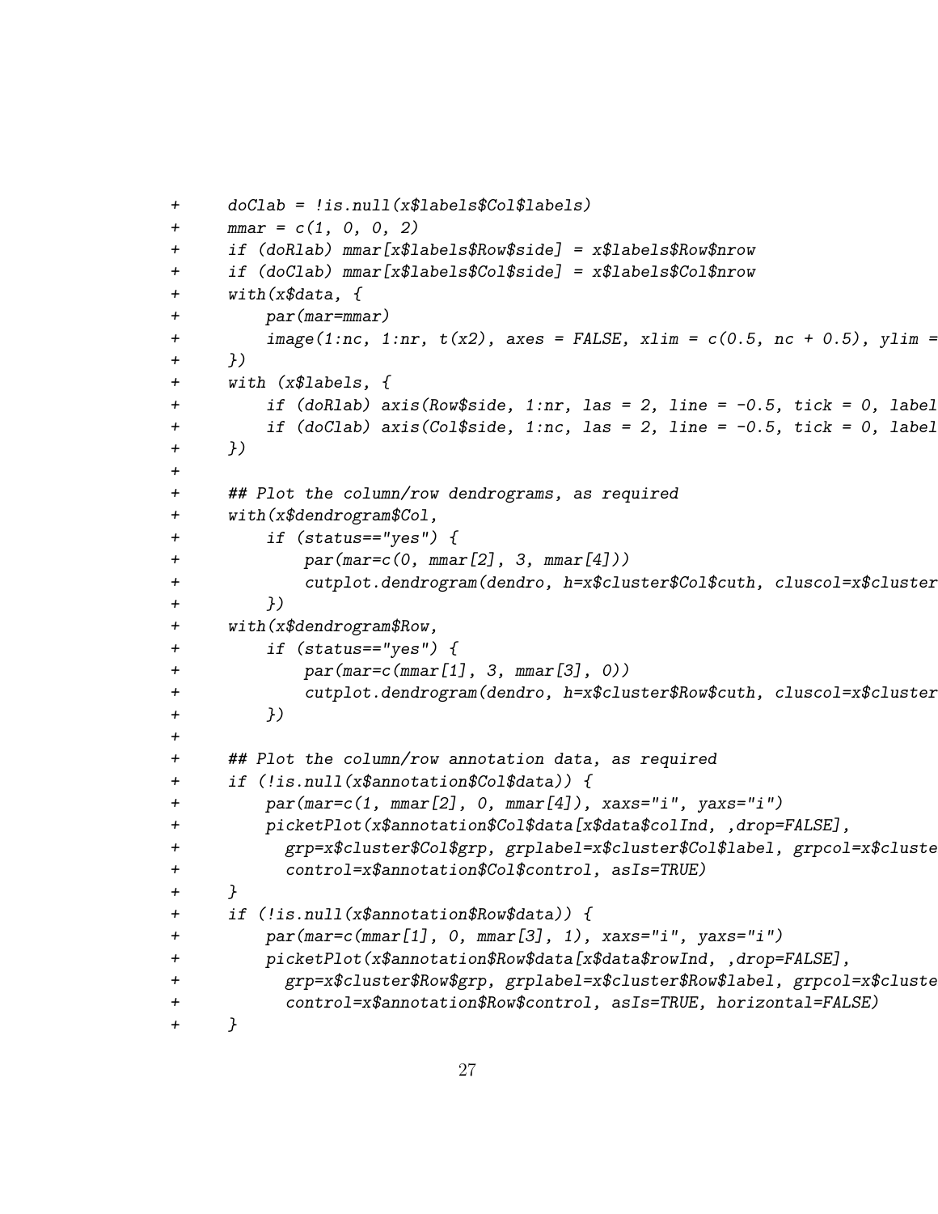```
+     doClab = !is.null(x$labels$Col$labels)
+     mmar = c(1, 0, 0, 2)
+     if (doRlab) mmar[x$labels$Row$side] = x$labels$Row$nrow
+     if (doClab) mmar[x$labels$Col$side] = x$labels$Col$nrow
+     with(x$data, {
+         par(mar=mmar)
+         image(1:nc, 1:nr, t(x2), axes = FALSE, xlim = c(0.5, nc + 0.5), ylim =
+     })
+     with (x$labels, {
+         if (doRlab) axis(Row$side, 1:nr, las = 2, line = -0.5, tick = 0, label
+         if (doClab) axis(Col$side, 1:nc, las = 2, line = -0.5, tick = 0, label
+     })
+
+     ## Plot the column/row dendrograms, as required
+     with(x$dendrogram$Col,
+         if (status=="yes") {
+             par(mar=c(0, mmar[2], 3, mmar[4]))
+             cutplot.dendrogram(dendro, h=x$cluster$Col$cuth, cluscol=x$cluster
+         })
+     with(x$dendrogram$Row,
+         if (status=="yes") {
+             par(mar=c(mmar[1], 3, mmar[3], 0))
+             cutplot.dendrogram(dendro, h=x$cluster$Row$cuth, cluscol=x$cluster
+         })
+
+     ## Plot the column/row annotation data, as required
+     if (!is.null(x$annotation$Col$data)) {
+         par(mar=c(1, mmar[2], 0, mmar[4]), xaxs="i", yaxs="i")
+         picketPlot(x$annotation$Col$data[x$data$colInd, ,drop=FALSE],
+           grp=x$cluster$Col$grp, grplabel=x$cluster$Col$label, grpcol=x$cluste
+           control=x$annotation$Col$control, asIs=TRUE)
+     }
+     if (!is.null(x$annotation$Row$data)) {
+         par(mar=c(mmar[1], 0, mmar[3], 1), xaxs="i", yaxs="i")
+         picketPlot(x$annotation$Row$data[x$data$rowInd, ,drop=FALSE],
+           grp=x$cluster$Row$grp, grplabel=x$cluster$Row$label, grpcol=x$cluste
+           control=x$annotation$Row$control, asIs=TRUE, horizontal=FALSE)
+     }
```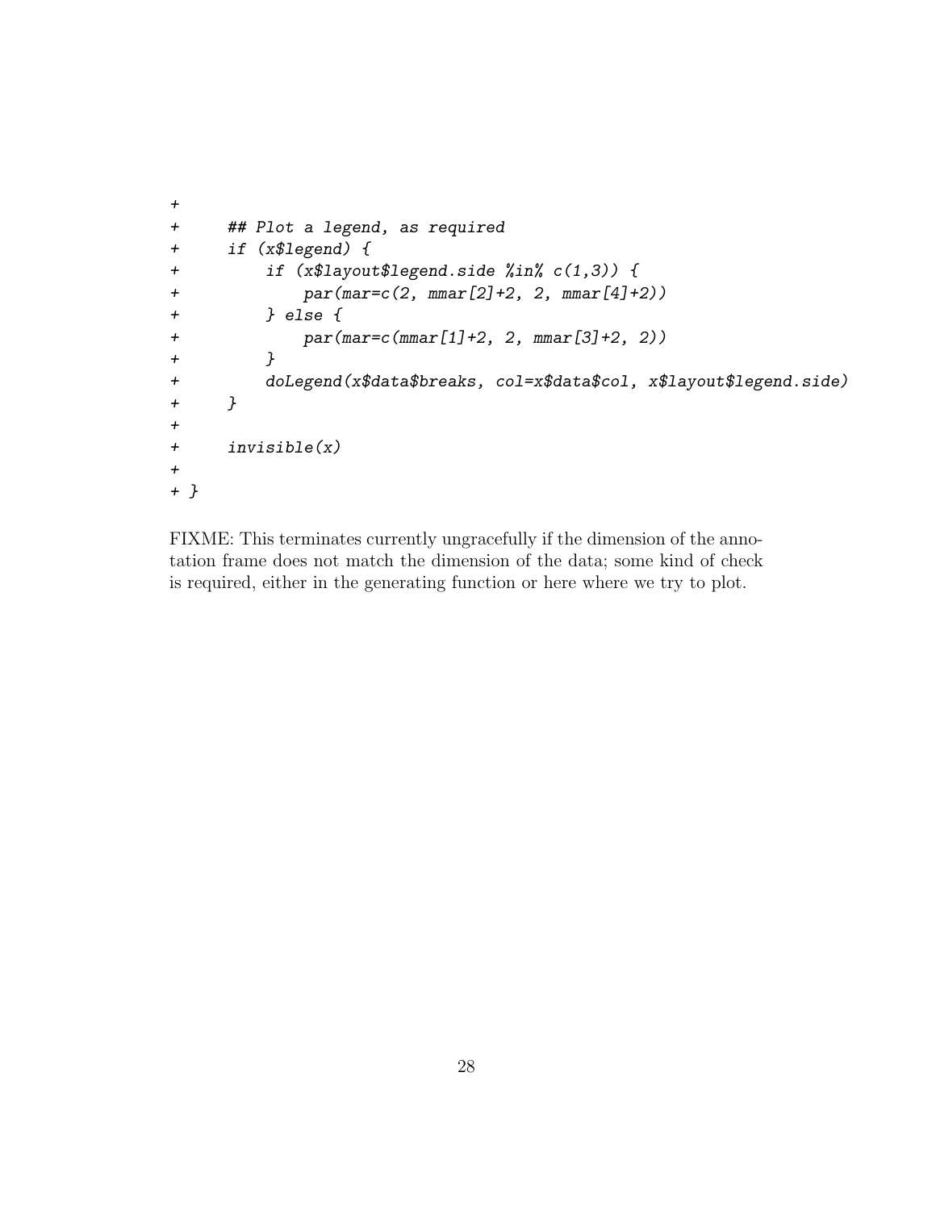```
+
+     ## Plot a legend, as required
+     if (x$legend) {
+         if (x$layout$legend.side %in% c(1,3)) {
+             par(mar=c(2, mmar[2]+2, 2, mmar[4]+2))
+         } else {
+             par(mar=c(mmar[1]+2, 2, mmar[3]+2, 2))
+         }
+         doLegend(x$data$breaks, col=x$data$col, x$layout$legend.side)
+     }
+
+     invisible(x)
+
+ }
```

FIXME: This terminates currently ungracefully if the dimension of the annotation frame does not match the dimension of the data; some kind of check is required, either in the generating function or here where we try to plot.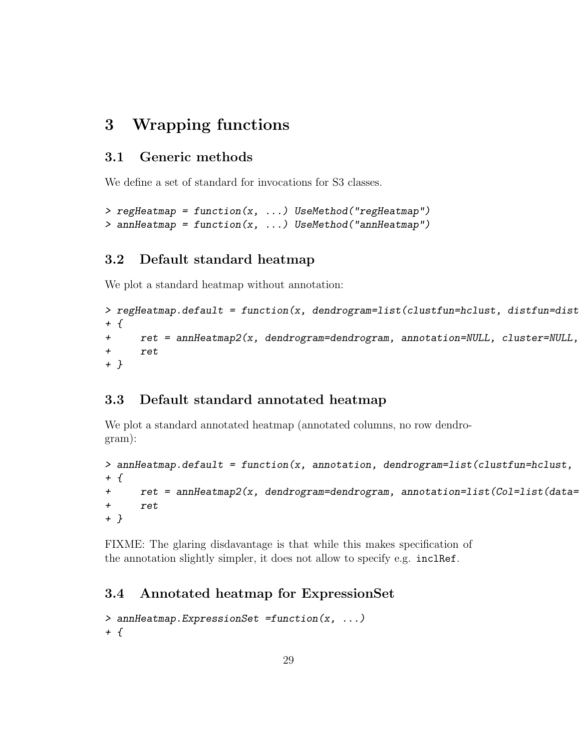# 3 Wrapping functions

## 3.1 Generic methods

We define a set of standard for invocations for S3 classes.

```
> regHeatmap = function(x, ...) UseMethod("regHeatmap")
> annHeatmap = function(x, ...) UseMethod("annHeatmap")
```

## 3.2 Default standard heatmap

We plot a standard heatmap without annotation:

```
> regHeatmap.default = function(x, dendrogram=list(clustfun=hclust, distfun=dist
+ {
+     ret = annHeatmap2(x, dendrogram=dendrogram, annotation=NULL, cluster=NULL,
+     ret
+ }
```

## 3.3 Default standard annotated heatmap

We plot a standard annotated heatmap (annotated columns, no row dendrogram):

```
> annHeatmap.default = function(x, annotation, dendrogram=list(clustfun=hclust,
+ {
+     ret = annHeatmap2(x, dendrogram=dendrogram, annotation=list(Col=list(data=
+     ret
+ }
```

FIXME: The glaring disdavantage is that while this makes specification of the annotation slightly simpler, it does not allow to specify e.g. `inclRef`.

## 3.4 Annotated heatmap for ExpressionSet

```
> annHeatmap.ExpressionSet =function(x, ...)
+ {
```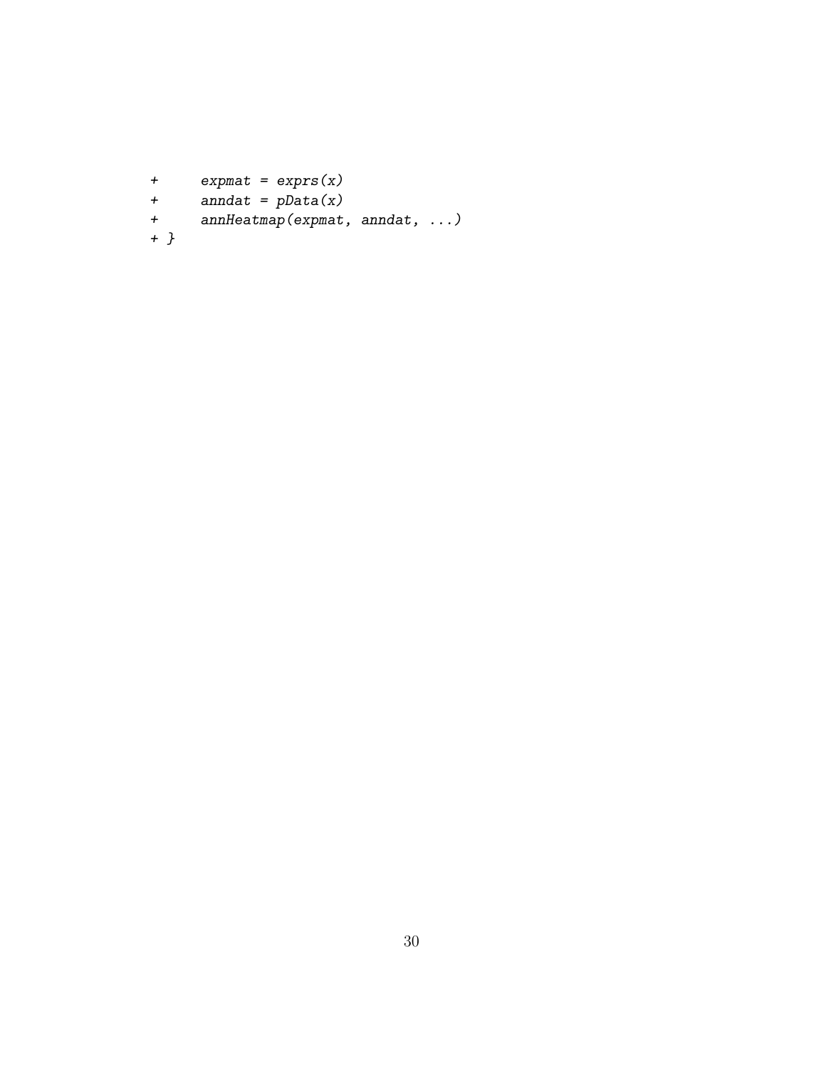```
+     expmat = exprs(x)
+     anndat = pData(x)
+     annHeatmap(expmat, anndat, ...)
+ }
```